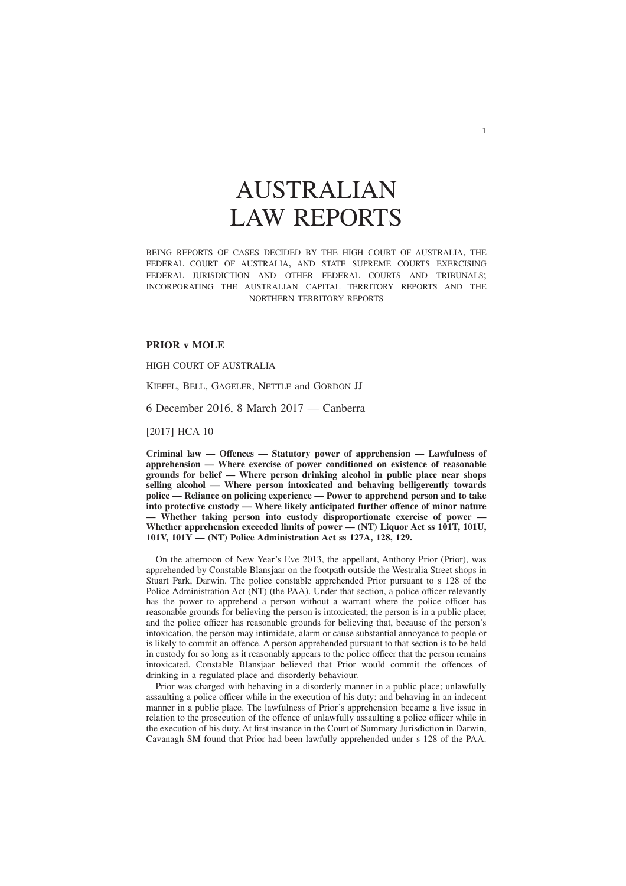# AUSTRALIAN LAW REPORTS

BEING REPORTS OF CASES DECIDED BY THE HIGH COURT OF AUSTRALIA, THE FEDERAL COURT OF AUSTRALIA, AND STATE SUPREME COURTS EXERCISING FEDERAL JURISDICTION AND OTHER FEDERAL COURTS AND TRIBUNALS; INCORPORATING THE AUSTRALIAN CAPITAL TERRITORY REPORTS AND THE NORTHERN TERRITORY REPORTS

## PRIOR v MOLE

HIGH COURT OF AUSTRALIA

KIEFEL, BELL, GAGELER, NETTLE and GORDON JJ

6 December 2016, 8 March 2017 — Canberra

[2017] HCA 10

**Criminal law — Offences — Statutory power of apprehension — Lawfulness of apprehension — Where exercise of power conditioned on existence of reasonable grounds for belief — Where person drinking alcohol in public place near shops selling alcohol — Where person intoxicated and behaving belligerently towards police — Reliance on policing experience — Power to apprehend person and to take into protective custody — Where likely anticipated further offence of minor nature — Whether taking person into custody disproportionate exercise of power — Whether apprehension exceeded limits of power — (NT) Liquor Act ss 101T, 101U, 101V, 101Y — (NT) Police Administration Act ss 127A, 128, 129.**

On the afternoon of New Year's Eve 2013, the appellant, Anthony Prior (Prior), was apprehended by Constable Blansjaar on the footpath outside the Westralia Street shops in Stuart Park, Darwin. The police constable apprehended Prior pursuant to s 128 of the Police Administration Act (NT) (the PAA). Under that section, a police officer relevantly has the power to apprehend a person without a warrant where the police officer has reasonable grounds for believing the person is intoxicated; the person is in a public place; and the police officer has reasonable grounds for believing that, because of the person's intoxication, the person may intimidate, alarm or cause substantial annoyance to people or is likely to commit an offence. A person apprehended pursuant to that section is to be held in custody for so long as it reasonably appears to the police officer that the person remains intoxicated. Constable Blansjaar believed that Prior would commit the offences of drinking in a regulated place and disorderly behaviour.

Prior was charged with behaving in a disorderly manner in a public place; unlawfully assaulting a police officer while in the execution of his duty; and behaving in an indecent manner in a public place. The lawfulness of Prior's apprehension became a live issue in relation to the prosecution of the offence of unlawfully assaulting a police officer while in the execution of his duty. At first instance in the Court of Summary Jurisdiction in Darwin, Cavanagh SM found that Prior had been lawfully apprehended under s 128 of the PAA.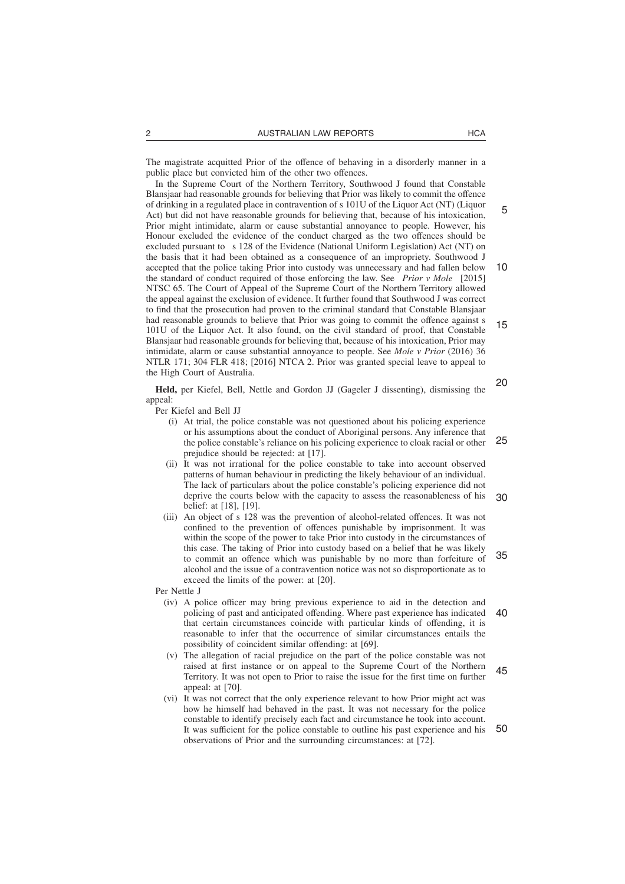The magistrate acquitted Prior of the offence of behaving in a disorderly manner in a public place but convicted him of the other two offences.

In the Supreme Court of the Northern Territory, Southwood J found that Constable Blansjaar had reasonable grounds for believing that Prior was likely to commit the offence of drinking in a regulated place in contravention of s 101U of the Liquor Act (NT) (Liquor Act) but did not have reasonable grounds for believing that, because of his intoxication, Prior might intimidate, alarm or cause substantial annoyance to people. However, his Honour excluded the evidence of the conduct charged as the two offences should be excluded pursuant to s 128 of the Evidence (National Uniform Legislation) Act (NT) on the basis that it had been obtained as a consequence of an impropriety. Southwood J accepted that the police taking Prior into custody was unnecessary and had fallen below the standard of conduct required of those enforcing the law. See *Prior v Mole* [2015] NTSC 65. The Court of Appeal of the Supreme Court of the Northern Territory allowed the appeal against the exclusion of evidence. It further found that Southwood J was correct to find that the prosecution had proven to the criminal standard that Constable Blansjaar had reasonable grounds to believe that Prior was going to commit the offence against s 101U of the Liquor Act. It also found, on the civil standard of proof, that Constable Blansjaar had reasonable grounds for believing that, because of his intoxication, Prior may intimidate, alarm or cause substantial annoyance to people. See *Mole v Prior* (2016) 36 NTLR 171; 304 FLR 418; [2016] NTCA 2. Prior was granted special leave to appeal to the High Court of Australia.

**Held,** per Kiefel, Bell, Nettle and Gordon JJ (Gageler J dissenting), dismissing the appeal:

Per Kiefel and Bell JJ

(i) At trial, the police constable was not questioned about his policing experience or his assumptions about the conduct of Aboriginal persons. Any inference that the police constable's reliance on his policing experience to cloak racial or other prejudice should be rejected: at [17].

(ii) It was not irrational for the police constable to take into account observed patterns of human behaviour in predicting the likely behaviour of an individual. The lack of particulars about the police constable's policing experience did not deprive the courts below with the capacity to assess the reasonableness of his belief: at [18], [19].

(iii) An object of s 128 was the prevention of alcohol-related offences. It was not confined to the prevention of offences punishable by imprisonment. It was within the scope of the power to take Prior into custody in the circumstances of this case. The taking of Prior into custody based on a belief that he was likely to commit an offence which was punishable by no more than forfeiture of alcohol and the issue of a contravention notice was not so disproportionate as to exceed the limits of the power: at [20].

Per Nettle J

(iv) A police officer may bring previous experience to aid in the detection and policing of past and anticipated offending. Where past experience has indicated that certain circumstances coincide with particular kinds of offending, it is reasonable to infer that the occurrence of similar circumstances entails the possibility of coincident similar offending: at [69].

(v) The allegation of racial prejudice on the part of the police constable was not raised at first instance or on appeal to the Supreme Court of the Northern Territory. It was not open to Prior to raise the issue for the first time on further appeal: at [70].

(vi) It was not correct that the only experience relevant to how Prior might act was how he himself had behaved in the past. It was not necessary for the police constable to identify precisely each fact and circumstance he took into account. It was sufficient for the police constable to outline his past experience and his observations of Prior and the surrounding circumstances: at [72].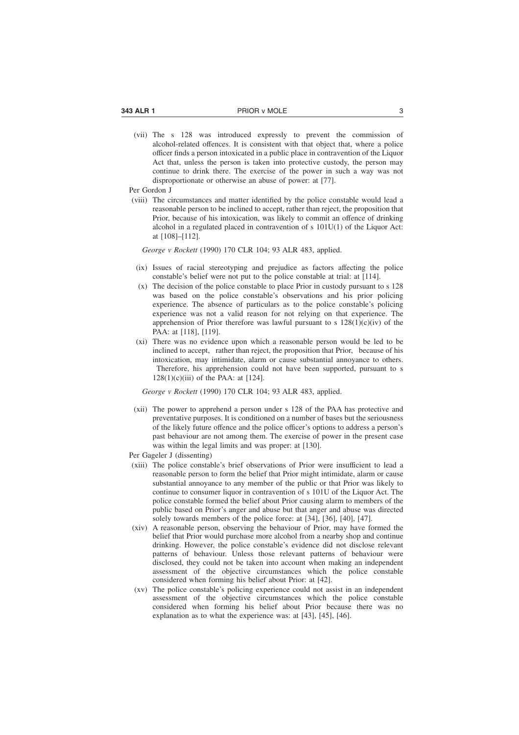(vii) The s 128 was introduced expressly to prevent the commission of alcohol-related offences. It is consistent with that object that, where a police officer finds a person intoxicated in a public place in contravention of the Liquor Act that, unless the person is taken into protective custody, the person may continue to drink there. The exercise of the power in such a way was not disproportionate or otherwise an abuse of power: at [77].

Per Gordon J

(viii) The circumstances and matter identified by the police constable would lead a reasonable person to be inclined to accept, rather than reject, the proposition that Prior, because of his intoxication, was likely to commit an offence of drinking alcohol in a regulated placed in contravention of s 101U(1) of the Liquor Act: at [108]–[112].

*George v Rockett* (1990) 170 CLR 104; 93 ALR 483, applied.

(ix) Issues of racial stereotyping and prejudice as factors affecting the police constable's belief were not put to the police constable at trial: at [114].

(x) The decision of the police constable to place Prior in custody pursuant to s 128 was based on the police constable's observations and his prior policing experience. The absence of particulars as to the police constable's policing experience was not a valid reason for not relying on that experience. The apprehension of Prior therefore was lawful pursuant to s 128(1)(c)(iv) of the PAA: at [118], [119].

(xi) There was no evidence upon which a reasonable person would be led to be inclined to accept, rather than reject, the proposition that Prior, because of his intoxication, may intimidate, alarm or cause substantial annoyance to others. Therefore, his apprehension could not have been supported, pursuant to s 128(1)(c)(iii) of the PAA: at [124].

*George v Rockett* (1990) 170 CLR 104; 93 ALR 483, applied.

(xii) The power to apprehend a person under s 128 of the PAA has protective and preventative purposes. It is conditioned on a number of bases but the seriousness of the likely future offence and the police officer's options to address a person's past behaviour are not among them. The exercise of power in the present case was within the legal limits and was proper: at [130].

Per Gageler J (dissenting)

(xiii) The police constable's brief observations of Prior were insufficient to lead a reasonable person to form the belief that Prior might intimidate, alarm or cause substantial annoyance to any member of the public or that Prior was likely to continue to consumer liquor in contravention of s 101U of the Liquor Act. The police constable formed the belief about Prior causing alarm to members of the public based on Prior's anger and abuse but that anger and abuse was directed solely towards members of the police force: at [34], [36], [40], [47].

(xiv) A reasonable person, observing the behaviour of Prior, may have formed the belief that Prior would purchase more alcohol from a nearby shop and continue drinking. However, the police constable's evidence did not disclose relevant patterns of behaviour. Unless those relevant patterns of behaviour were disclosed, they could not be taken into account when making an independent assessment of the objective circumstances which the police constable considered when forming his belief about Prior: at [42].

(xv) The police constable's policing experience could not assist in an independent assessment of the objective circumstances which the police constable considered when forming his belief about Prior because there was no explanation as to what the experience was: at [43], [45], [46].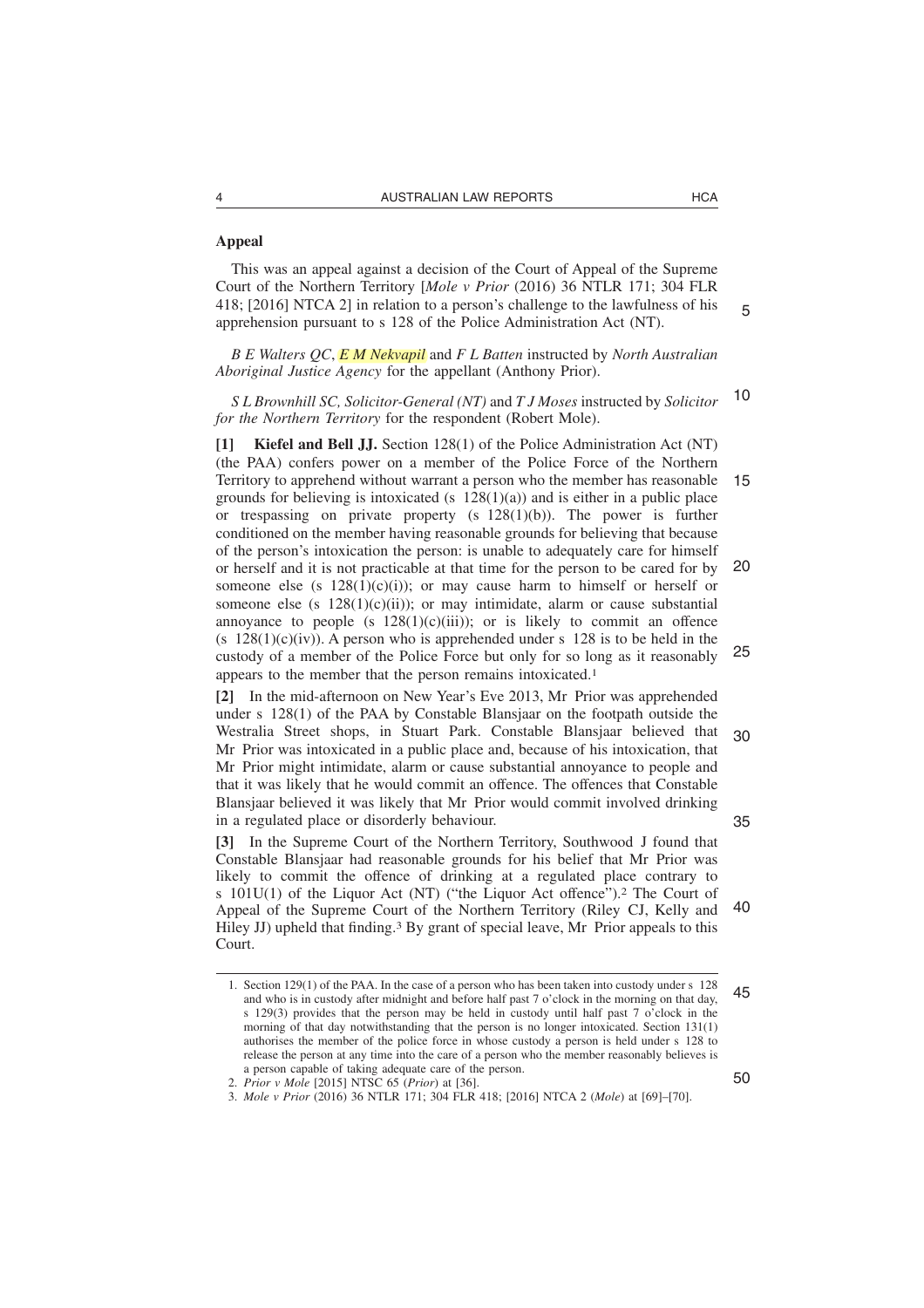**Appeal**

This was an appeal against a decision of the Court of Appeal of the Supreme Court of the Northern Territory [*Mole v Prior* (2016) 36 NTLR 171; 304 FLR 418; [2016] NTCA 2] in relation to a person's challenge to the lawfulness of his apprehension pursuant to s 128 of the Police Administration Act (NT).

*B E Walters QC*, *E M Nekvapil* and *F L Batten* instructed by *North Australian Aboriginal Justice Agency* for the appellant (Anthony Prior).

*S L Brownhill SC, Solicitor-General (NT)* and *T J Moses* instructed by *Solicitor for the Northern Territory* for the respondent (Robert Mole).

**[1] Kiefel and Bell JJ.** Section 128(1) of the Police Administration Act (NT) (the PAA) confers power on a member of the Police Force of the Northern Territory to apprehend without warrant a person who the member has reasonable grounds for believing is intoxicated (s 128(1)(a)) and is either in a public place or trespassing on private property (s 128(1)(b)). The power is further conditioned on the member having reasonable grounds for believing that because of the person's intoxication the person: is unable to adequately care for himself or herself and it is not practicable at that time for the person to be cared for by someone else (s 128(1)(c)(i)); or may cause harm to himself or herself or someone else (s 128(1)(c)(ii)); or may intimidate, alarm or cause substantial annoyance to people (s 128(1)(c)(iii)); or is likely to commit an offence (s 128(1)(c)(iv)). A person who is apprehended under s 128 is to be held in the custody of a member of the Police Force but only for so long as it reasonably appears to the member that the person remains intoxicated.[1]

**[2]** In the mid-afternoon on New Year's Eve 2013, Mr Prior was apprehended under s 128(1) of the PAA by Constable Blansjaar on the footpath outside the Westralia Street shops, in Stuart Park. Constable Blansjaar believed that Mr Prior was intoxicated in a public place and, because of his intoxication, that Mr Prior might intimidate, alarm or cause substantial annoyance to people and that it was likely that he would commit an offence. The offences that Constable Blansjaar believed it was likely that Mr Prior would commit involved drinking in a regulated place or disorderly behaviour.

**[3]** In the Supreme Court of the Northern Territory, Southwood J found that Constable Blansjaar had reasonable grounds for his belief that Mr Prior was likely to commit the offence of drinking at a regulated place contrary to s 101U(1) of the Liquor Act (NT) ("the Liquor Act offence").[2] The Court of Appeal of the Supreme Court of the Northern Territory (Riley CJ, Kelly and Hiley JJ) upheld that finding.[3] By grant of special leave, Mr Prior appeals to this Court.

---

1. Section 129(1) of the PAA. In the case of a person who has been taken into custody under s 128 and who is in custody after midnight and before half past 7 o'clock in the morning on that day, s 129(3) provides that the person may be held in custody until half past 7 o'clock in the morning of that day notwithstanding that the person is no longer intoxicated. Section 131(1) authorises the member of the police force in whose custody a person is held under s 128 to release the person at any time into the care of a person who the member reasonably believes is a person capable of taking adequate care of the person.
2. *Prior v Mole* [2015] NTSC 65 (*Prior*) at [36].
3. *Mole v Prior* (2016) 36 NTLR 171; 304 FLR 418; [2016] NTCA 2 (*Mole*) at [69]–[70].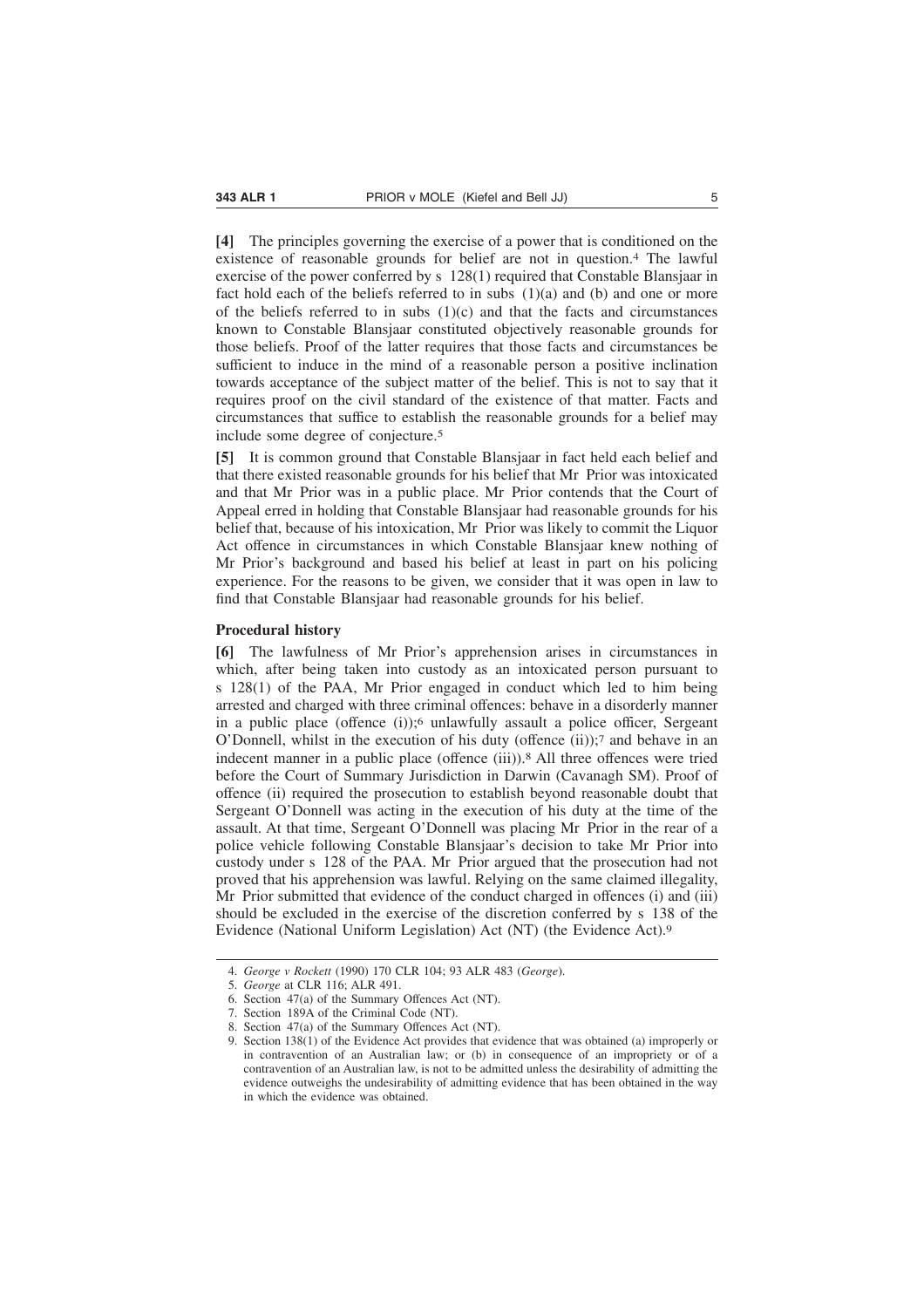**[4]** The principles governing the exercise of a power that is conditioned on the existence of reasonable grounds for belief are not in question.[4] The lawful exercise of the power conferred by s 128(1) required that Constable Blansjaar in fact hold each of the beliefs referred to in subs (1)(a) and (b) and one or more of the beliefs referred to in subs (1)(c) and that the facts and circumstances known to Constable Blansjaar constituted objectively reasonable grounds for those beliefs. Proof of the latter requires that those facts and circumstances be sufficient to induce in the mind of a reasonable person a positive inclination towards acceptance of the subject matter of the belief. This is not to say that it requires proof on the civil standard of the existence of that matter. Facts and circumstances that suffice to establish the reasonable grounds for a belief may include some degree of conjecture.[5]

**[5]** It is common ground that Constable Blansjaar in fact held each belief and that there existed reasonable grounds for his belief that Mr Prior was intoxicated and that Mr Prior was in a public place. Mr Prior contends that the Court of Appeal erred in holding that Constable Blansjaar had reasonable grounds for his belief that, because of his intoxication, Mr Prior was likely to commit the Liquor Act offence in circumstances in which Constable Blansjaar knew nothing of Mr Prior's background and based his belief at least in part on his policing experience. For the reasons to be given, we consider that it was open in law to find that Constable Blansjaar had reasonable grounds for his belief.

### Procedural history

**[6]** The lawfulness of Mr Prior's apprehension arises in circumstances in which, after being taken into custody as an intoxicated person pursuant to s 128(1) of the PAA, Mr Prior engaged in conduct which led to him being arrested and charged with three criminal offences: behave in a disorderly manner in a public place (offence (i));[6] unlawfully assault a police officer, Sergeant O'Donnell, whilst in the execution of his duty (offence (ii));[7] and behave in an indecent manner in a public place (offence (iii)).[8] All three offences were tried before the Court of Summary Jurisdiction in Darwin (Cavanagh SM). Proof of offence (ii) required the prosecution to establish beyond reasonable doubt that Sergeant O'Donnell was acting in the execution of his duty at the time of the assault. At that time, Sergeant O'Donnell was placing Mr Prior in the rear of a police vehicle following Constable Blansjaar's decision to take Mr Prior into custody under s 128 of the PAA. Mr Prior argued that the prosecution had not proved that his apprehension was lawful. Relying on the same claimed illegality, Mr Prior submitted that evidence of the conduct charged in offences (i) and (iii) should be excluded in the exercise of the discretion conferred by s 138 of the Evidence (National Uniform Legislation) Act (NT) (the Evidence Act).[9]

---

4. *George v Rockett* (1990) 170 CLR 104; 93 ALR 483 (*George*).
5. *George* at CLR 116; ALR 491.
6. Section 47(a) of the Summary Offences Act (NT).
7. Section 189A of the Criminal Code (NT).
8. Section 47(a) of the Summary Offences Act (NT).
9. Section 138(1) of the Evidence Act provides that evidence that was obtained (a) improperly or in contravention of an Australian law; or (b) in consequence of an impropriety or of a contravention of an Australian law, is not to be admitted unless the desirability of admitting the evidence outweighs the undesirability of admitting evidence that has been obtained in the way in which the evidence was obtained.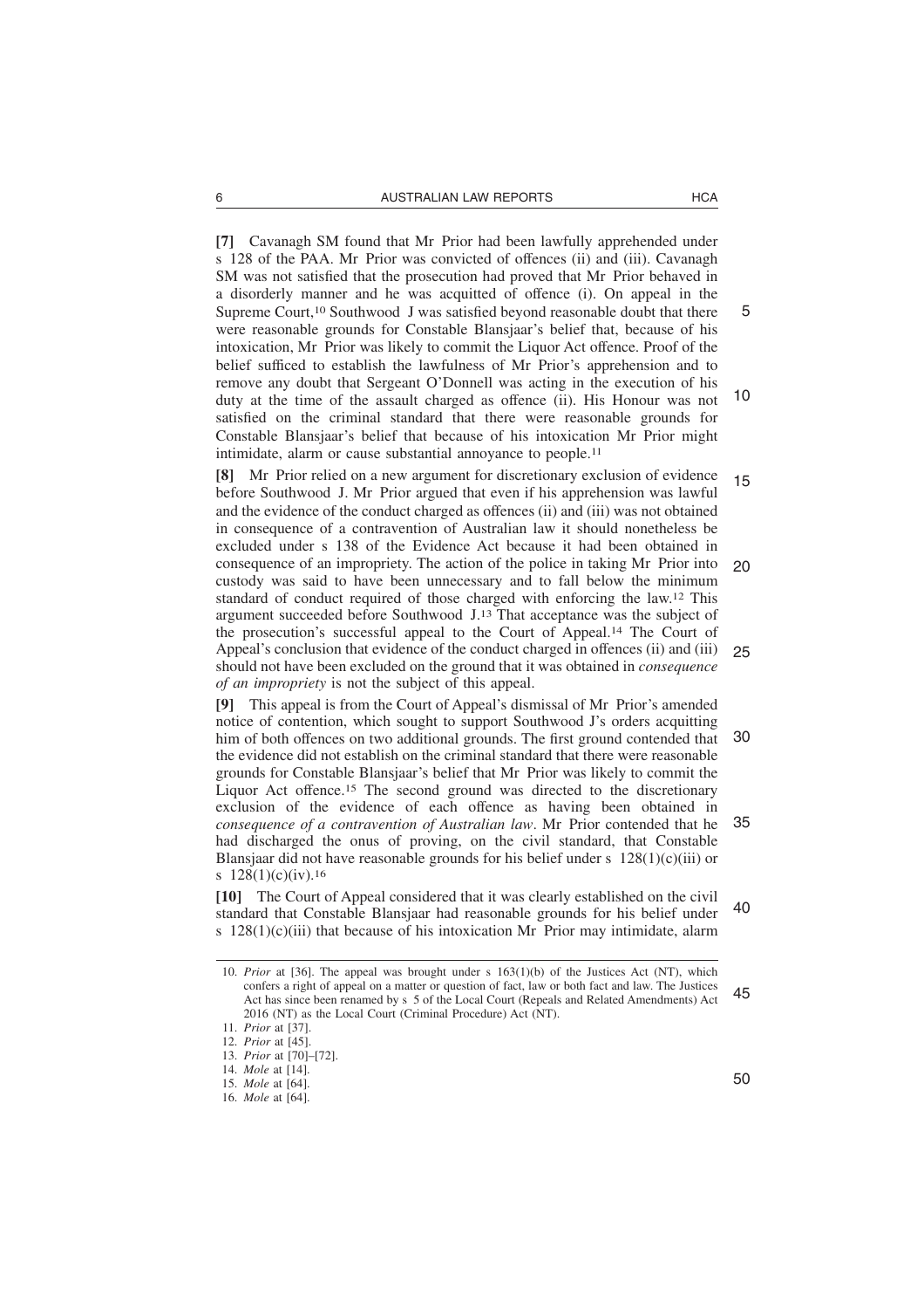**[7]** Cavanagh SM found that Mr Prior had been lawfully apprehended under s 128 of the PAA. Mr Prior was convicted of offences (ii) and (iii). Cavanagh SM was not satisfied that the prosecution had proved that Mr Prior behaved in a disorderly manner and he was acquitted of offence (i). On appeal in the Supreme Court,[10] Southwood J was satisfied beyond reasonable doubt that there were reasonable grounds for Constable Blansjaar's belief that, because of his intoxication, Mr Prior was likely to commit the Liquor Act offence. Proof of the belief sufficed to establish the lawfulness of Mr Prior's apprehension and to remove any doubt that Sergeant O'Donnell was acting in the execution of his duty at the time of the assault charged as offence (ii). His Honour was not satisfied on the criminal standard that there were reasonable grounds for Constable Blansjaar's belief that because of his intoxication Mr Prior might intimidate, alarm or cause substantial annoyance to people.[11]

**[8]** Mr Prior relied on a new argument for discretionary exclusion of evidence before Southwood J. Mr Prior argued that even if his apprehension was lawful and the evidence of the conduct charged as offences (ii) and (iii) was not obtained in consequence of a contravention of Australian law it should nonetheless be excluded under s 138 of the Evidence Act because it had been obtained in consequence of an impropriety. The action of the police in taking Mr Prior into custody was said to have been unnecessary and to fall below the minimum standard of conduct required of those charged with enforcing the law.[12] This argument succeeded before Southwood J.[13] That acceptance was the subject of the prosecution's successful appeal to the Court of Appeal.[14] The Court of Appeal's conclusion that evidence of the conduct charged in offences (ii) and (iii) should not have been excluded on the ground that it was obtained in *consequence of an impropriety* is not the subject of this appeal.

**[9]** This appeal is from the Court of Appeal's dismissal of Mr Prior's amended notice of contention, which sought to support Southwood J's orders acquitting him of both offences on two additional grounds. The first ground contended that the evidence did not establish on the criminal standard that there were reasonable grounds for Constable Blansjaar's belief that Mr Prior was likely to commit the Liquor Act offence.[15] The second ground was directed to the discretionary exclusion of the evidence of each offence as having been obtained in *consequence of a contravention of Australian law*. Mr Prior contended that he had discharged the onus of proving, on the civil standard, that Constable Blansjaar did not have reasonable grounds for his belief under s 128(1)(c)(iii) or s 128(1)(c)(iv).[16]

**[10]** The Court of Appeal considered that it was clearly established on the civil standard that Constable Blansjaar had reasonable grounds for his belief under s 128(1)(c)(iii) that because of his intoxication Mr Prior may intimidate, alarm

---

10. *Prior* at [36]. The appeal was brought under s 163(1)(b) of the Justices Act (NT), which confers a right of appeal on a matter or question of fact, law or both fact and law. The Justices Act has since been renamed by s 5 of the Local Court (Repeals and Related Amendments) Act 2016 (NT) as the Local Court (Criminal Procedure) Act (NT).
11. *Prior* at [37].
12. *Prior* at [45].
13. *Prior* at [70]–[72].
14. *Mole* at [14].
15. *Mole* at [64].
16. *Mole* at [64].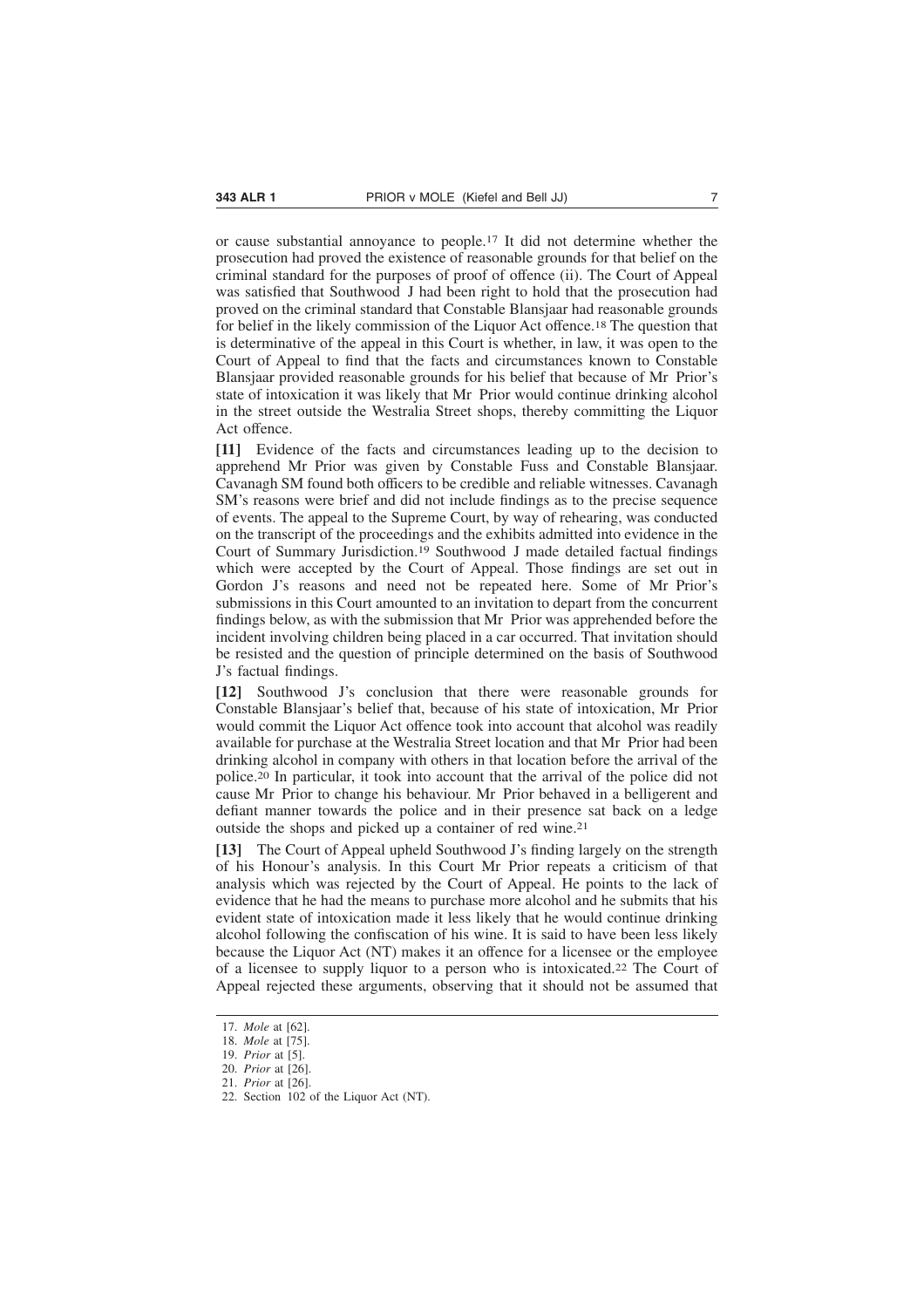or cause substantial annoyance to people.[17] It did not determine whether the prosecution had proved the existence of reasonable grounds for that belief on the criminal standard for the purposes of proof of offence (ii). The Court of Appeal was satisfied that Southwood J had been right to hold that the prosecution had proved on the criminal standard that Constable Blansjaar had reasonable grounds for belief in the likely commission of the Liquor Act offence.[18] The question that is determinative of the appeal in this Court is whether, in law, it was open to the Court of Appeal to find that the facts and circumstances known to Constable Blansjaar provided reasonable grounds for his belief that because of Mr Prior's state of intoxication it was likely that Mr Prior would continue drinking alcohol in the street outside the Westralia Street shops, thereby committing the Liquor Act offence.

**[11]** Evidence of the facts and circumstances leading up to the decision to apprehend Mr Prior was given by Constable Fuss and Constable Blansjaar. Cavanagh SM found both officers to be credible and reliable witnesses. Cavanagh SM's reasons were brief and did not include findings as to the precise sequence of events. The appeal to the Supreme Court, by way of rehearing, was conducted on the transcript of the proceedings and the exhibits admitted into evidence in the Court of Summary Jurisdiction.[19] Southwood J made detailed factual findings which were accepted by the Court of Appeal. Those findings are set out in Gordon J's reasons and need not be repeated here. Some of Mr Prior's submissions in this Court amounted to an invitation to depart from the concurrent findings below, as with the submission that Mr Prior was apprehended before the incident involving children being placed in a car occurred. That invitation should be resisted and the question of principle determined on the basis of Southwood J's factual findings.

**[12]** Southwood J's conclusion that there were reasonable grounds for Constable Blansjaar's belief that, because of his state of intoxication, Mr Prior would commit the Liquor Act offence took into account that alcohol was readily available for purchase at the Westralia Street location and that Mr Prior had been drinking alcohol in company with others in that location before the arrival of the police.[20] In particular, it took into account that the arrival of the police did not cause Mr Prior to change his behaviour. Mr Prior behaved in a belligerent and defiant manner towards the police and in their presence sat back on a ledge outside the shops and picked up a container of red wine.[21]

**[13]** The Court of Appeal upheld Southwood J's finding largely on the strength of his Honour's analysis. In this Court Mr Prior repeats a criticism of that analysis which was rejected by the Court of Appeal. He points to the lack of evidence that he had the means to purchase more alcohol and he submits that his evident state of intoxication made it less likely that he would continue drinking alcohol following the confiscation of his wine. It is said to have been less likely because the Liquor Act (NT) makes it an offence for a licensee or the employee of a licensee to supply liquor to a person who is intoxicated.[22] The Court of Appeal rejected these arguments, observing that it should not be assumed that

17. *Mole* at [62].
18. *Mole* at [75].
19. *Prior* at [5].
20. *Prior* at [26].
21. *Prior* at [26].
22. Section 102 of the Liquor Act (NT).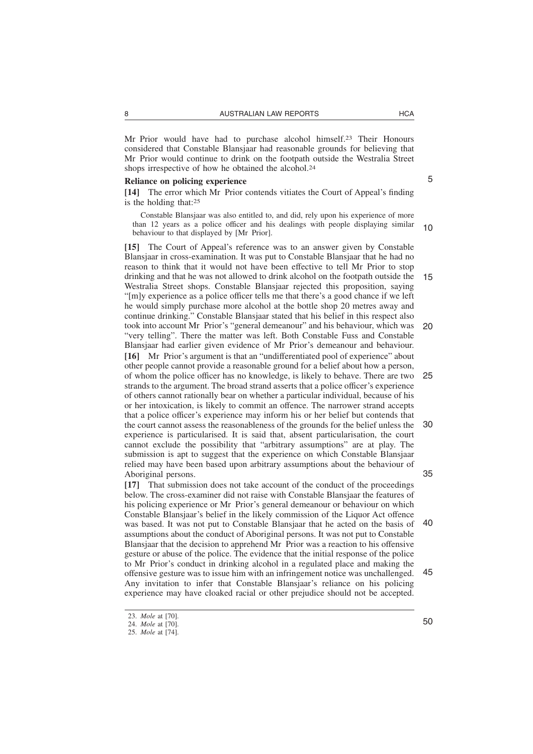Mr Prior would have had to purchase alcohol himself.[23] Their Honours considered that Constable Blansjaar had reasonable grounds for believing that Mr Prior would continue to drink on the footpath outside the Westralia Street shops irrespective of how he obtained the alcohol.[24]

**Reliance on policing experience**

**[14]** The error which Mr Prior contends vitiates the Court of Appeal's finding is the holding that:[25]

> Constable Blansjaar was also entitled to, and did, rely upon his experience of more than 12 years as a police officer and his dealings with people displaying similar behaviour to that displayed by [Mr Prior].

**[15]** The Court of Appeal's reference was to an answer given by Constable Blansjaar in cross-examination. It was put to Constable Blansjaar that he had no reason to think that it would not have been effective to tell Mr Prior to stop drinking and that he was not allowed to drink alcohol on the footpath outside the Westralia Street shops. Constable Blansjaar rejected this proposition, saying "[m]y experience as a police officer tells me that there's a good chance if we left he would simply purchase more alcohol at the bottle shop 20 metres away and continue drinking." Constable Blansjaar stated that his belief in this respect also took into account Mr Prior's "general demeanour" and his behaviour, which was "very telling". There the matter was left. Both Constable Fuss and Constable Blansjaar had earlier given evidence of Mr Prior's demeanour and behaviour.

**[16]** Mr Prior's argument is that an "undifferentiated pool of experience" about other people cannot provide a reasonable ground for a belief about how a person, of whom the police officer has no knowledge, is likely to behave. There are two strands to the argument. The broad strand asserts that a police officer's experience of others cannot rationally bear on whether a particular individual, because of his or her intoxication, is likely to commit an offence. The narrower strand accepts that a police officer's experience may inform his or her belief but contends that the court cannot assess the reasonableness of the grounds for the belief unless the experience is particularised. It is said that, absent particularisation, the court cannot exclude the possibility that "arbitrary assumptions" are at play. The submission is apt to suggest that the experience on which Constable Blansjaar relied may have been based upon arbitrary assumptions about the behaviour of Aboriginal persons.

**[17]** That submission does not take account of the conduct of the proceedings below. The cross-examiner did not raise with Constable Blansjaar the features of his policing experience or Mr Prior's general demeanour or behaviour on which Constable Blansjaar's belief in the likely commission of the Liquor Act offence was based. It was not put to Constable Blansjaar that he acted on the basis of assumptions about the conduct of Aboriginal persons. It was not put to Constable Blansjaar that the decision to apprehend Mr Prior was a reaction to his offensive gesture or abuse of the police. The evidence that the initial response of the police to Mr Prior's conduct in drinking alcohol in a regulated place and making the offensive gesture was to issue him with an infringement notice was unchallenged. Any invitation to infer that Constable Blansjaar's reliance on his policing experience may have cloaked racial or other prejudice should not be accepted.

---

23. *Mole* at [70].
24. *Mole* at [70].
25. *Mole* at [74].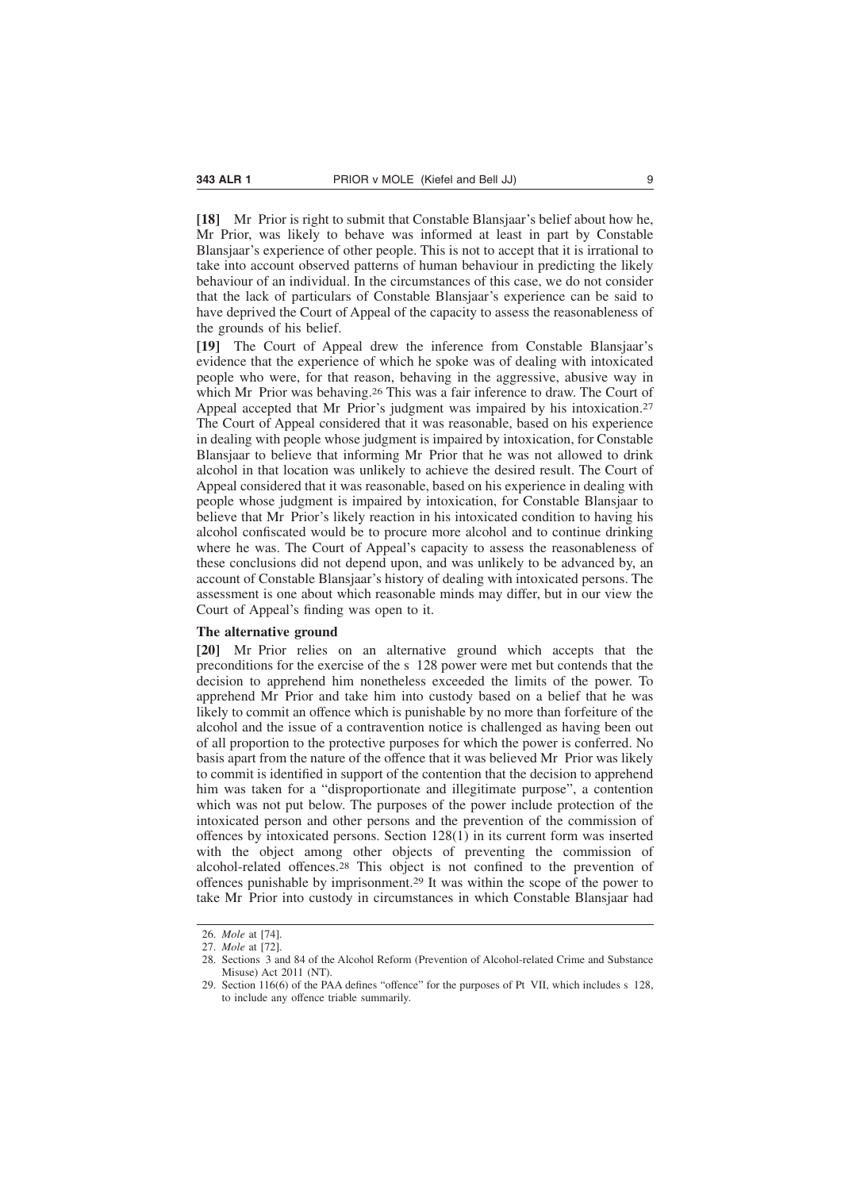**[18]** Mr Prior is right to submit that Constable Blansjaar's belief about how he, Mr Prior, was likely to behave was informed at least in part by Constable Blansjaar's experience of other people. This is not to accept that it is irrational to take into account observed patterns of human behaviour in predicting the likely behaviour of an individual. In the circumstances of this case, we do not consider that the lack of particulars of Constable Blansjaar's experience can be said to have deprived the Court of Appeal of the capacity to assess the reasonableness of the grounds of his belief.

**[19]** The Court of Appeal drew the inference from Constable Blansjaar's evidence that the experience of which he spoke was of dealing with intoxicated people who were, for that reason, behaving in the aggressive, abusive way in which Mr Prior was behaving.[26] This was a fair inference to draw. The Court of Appeal accepted that Mr Prior's judgment was impaired by his intoxication.[27] The Court of Appeal considered that it was reasonable, based on his experience in dealing with people whose judgment is impaired by intoxication, for Constable Blansjaar to believe that informing Mr Prior that he was not allowed to drink alcohol in that location was unlikely to achieve the desired result. The Court of Appeal considered that it was reasonable, based on his experience in dealing with people whose judgment is impaired by intoxication, for Constable Blansjaar to believe that Mr Prior's likely reaction in his intoxicated condition to having his alcohol confiscated would be to procure more alcohol and to continue drinking where he was. The Court of Appeal's capacity to assess the reasonableness of these conclusions did not depend upon, and was unlikely to be advanced by, an account of Constable Blansjaar's history of dealing with intoxicated persons. The assessment is one about which reasonable minds may differ, but in our view the Court of Appeal's finding was open to it.

### The alternative ground

**[20]** Mr Prior relies on an alternative ground which accepts that the preconditions for the exercise of the s 128 power were met but contends that the decision to apprehend him nonetheless exceeded the limits of the power. To apprehend Mr Prior and take him into custody based on a belief that he was likely to commit an offence which is punishable by no more than forfeiture of the alcohol and the issue of a contravention notice is challenged as having been out of all proportion to the protective purposes for which the power is conferred. No basis apart from the nature of the offence that it was believed Mr Prior was likely to commit is identified in support of the contention that the decision to apprehend him was taken for a "disproportionate and illegitimate purpose", a contention which was not put below. The purposes of the power include protection of the intoxicated person and other persons and the prevention of the commission of offences by intoxicated persons. Section 128(1) in its current form was inserted with the object among other objects of preventing the commission of alcohol-related offences.[28] This object is not confined to the prevention of offences punishable by imprisonment.[29] It was within the scope of the power to take Mr Prior into custody in circumstances in which Constable Blansjaar had

---

26. *Mole* at [74].
27. *Mole* at [72].
28. Sections 3 and 84 of the Alcohol Reform (Prevention of Alcohol-related Crime and Substance Misuse) Act 2011 (NT).
29. Section 116(6) of the PAA defines "offence" for the purposes of Pt VII, which includes s 128, to include any offence triable summarily.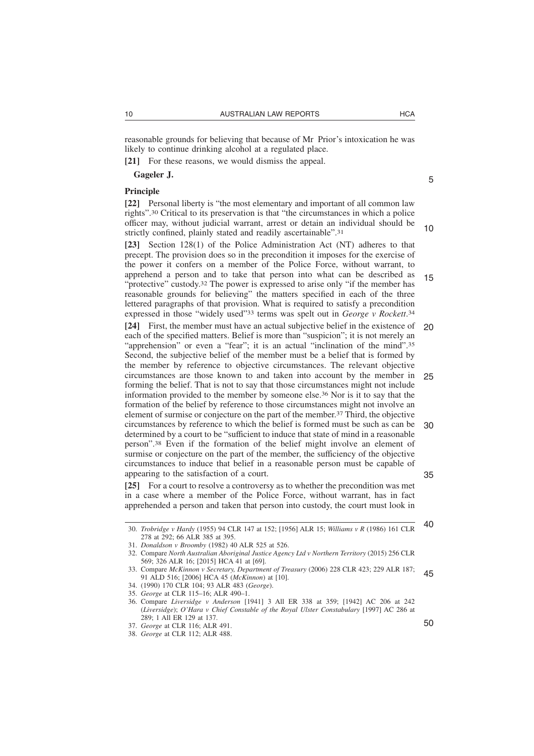reasonable grounds for believing that because of Mr Prior's intoxication he was likely to continue drinking alcohol at a regulated place.

**[21]** For these reasons, we would dismiss the appeal.

**Gageler J.**

**Principle**

**[22]** Personal liberty is "the most elementary and important of all common law rights".[30] Critical to its preservation is that "the circumstances in which a police officer may, without judicial warrant, arrest or detain an individual should be strictly confined, plainly stated and readily ascertainable".[31]

**[23]** Section 128(1) of the Police Administration Act (NT) adheres to that precept. The provision does so in the precondition it imposes for the exercise of the power it confers on a member of the Police Force, without warrant, to apprehend a person and to take that person into what can be described as "protective" custody.[32] The power is expressed to arise only "if the member has reasonable grounds for believing" the matters specified in each of the three lettered paragraphs of that provision. What is required to satisfy a precondition expressed in those "widely used"[33] terms was spelt out in *George v Rockett*.[34]

**[24]** First, the member must have an actual subjective belief in the existence of each of the specified matters. Belief is more than "suspicion"; it is not merely an "apprehension" or even a "fear"; it is an actual "inclination of the mind".[35] Second, the subjective belief of the member must be a belief that is formed by the member by reference to objective circumstances. The relevant objective circumstances are those known to and taken into account by the member in forming the belief. That is not to say that those circumstances might not include information provided to the member by someone else.[36] Nor is it to say that the formation of the belief by reference to those circumstances might not involve an element of surmise or conjecture on the part of the member.[37] Third, the objective circumstances by reference to which the belief is formed must be such as can be determined by a court to be "sufficient to induce that state of mind in a reasonable person".[38] Even if the formation of the belief might involve an element of surmise or conjecture on the part of the member, the sufficiency of the objective circumstances to induce that belief in a reasonable person must be capable of appearing to the satisfaction of a court.

**[25]** For a court to resolve a controversy as to whether the precondition was met in a case where a member of the Police Force, without warrant, has in fact apprehended a person and taken that person into custody, the court must look in

---

30. *Trobridge v Hardy* (1955) 94 CLR 147 at 152; [1956] ALR 15; *Williams v R* (1986) 161 CLR 278 at 292; 66 ALR 385 at 395.
31. *Donaldson v Broomby* (1982) 40 ALR 525 at 526.
32. Compare *North Australian Aboriginal Justice Agency Ltd v Northern Territory* (2015) 256 CLR 569; 326 ALR 16; [2015] HCA 41 at [69].
33. Compare *McKinnon v Secretary, Department of Treasury* (2006) 228 CLR 423; 229 ALR 187; 91 ALD 516; [2006] HCA 45 (*McKinnon*) at [10].
34. (1990) 170 CLR 104; 93 ALR 483 (*George*).
35. *George* at CLR 115–16; ALR 490–1.
36. Compare *Liversidge v Anderson* [1941] 3 All ER 338 at 359; [1942] AC 206 at 242 (*Liversidge*); *O'Hara v Chief Constable of the Royal Ulster Constabulary* [1997] AC 286 at 289; 1 All ER 129 at 137.
37. *George* at CLR 116; ALR 491.
38. *George* at CLR 112; ALR 488.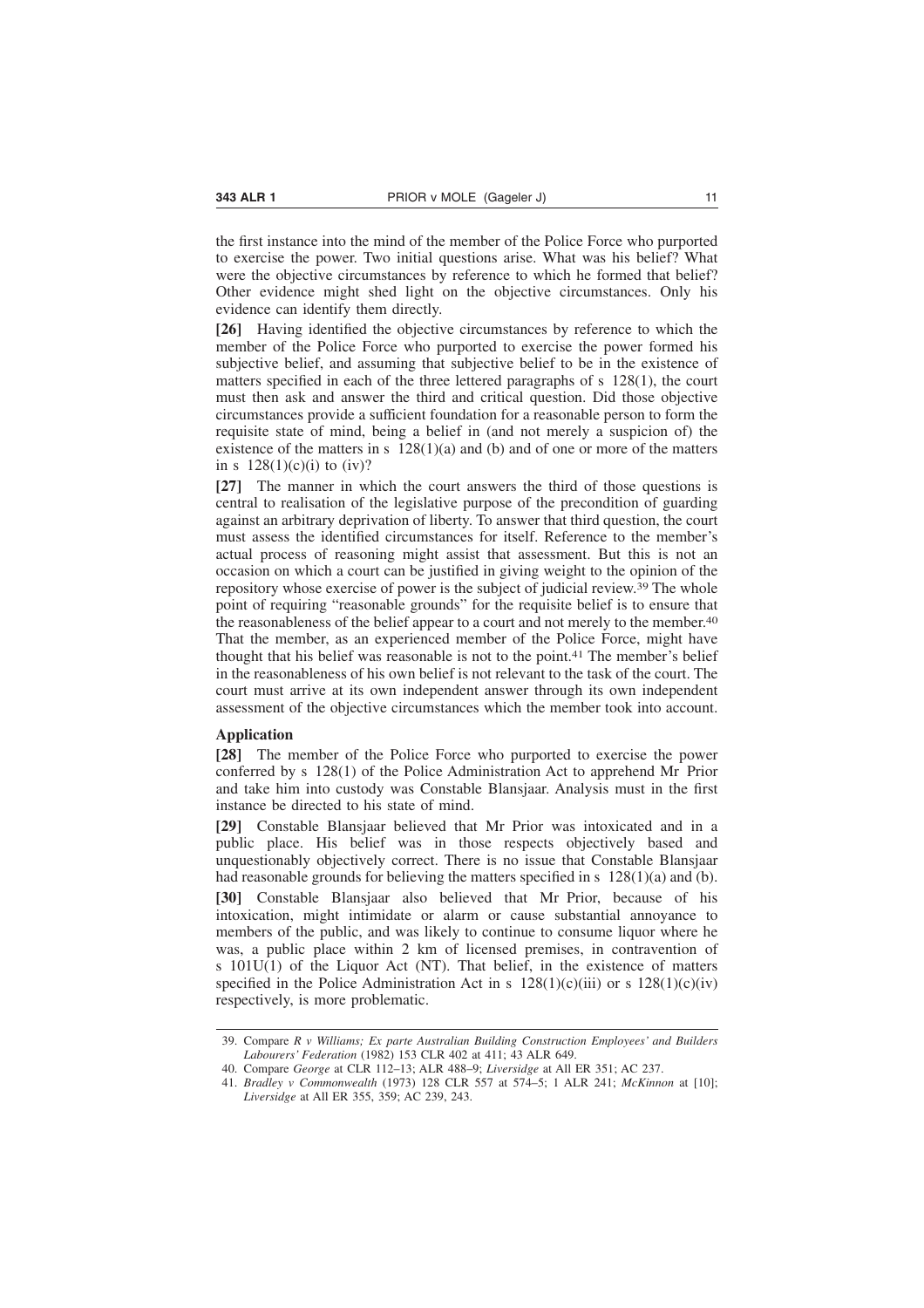the first instance into the mind of the member of the Police Force who purported to exercise the power. Two initial questions arise. What was his belief? What were the objective circumstances by reference to which he formed that belief? Other evidence might shed light on the objective circumstances. Only his evidence can identify them directly.

**[26]** Having identified the objective circumstances by reference to which the member of the Police Force who purported to exercise the power formed his subjective belief, and assuming that subjective belief to be in the existence of matters specified in each of the three lettered paragraphs of s 128(1), the court must then ask and answer the third and critical question. Did those objective circumstances provide a sufficient foundation for a reasonable person to form the requisite state of mind, being a belief in (and not merely a suspicion of) the existence of the matters in s 128(1)(a) and (b) and of one or more of the matters in s 128(1)(c)(i) to (iv)?

**[27]** The manner in which the court answers the third of those questions is central to realisation of the legislative purpose of the precondition of guarding against an arbitrary deprivation of liberty. To answer that third question, the court must assess the identified circumstances for itself. Reference to the member's actual process of reasoning might assist that assessment. But this is not an occasion on which a court can be justified in giving weight to the opinion of the repository whose exercise of power is the subject of judicial review.[39] The whole point of requiring "reasonable grounds" for the requisite belief is to ensure that the reasonableness of the belief appear to a court and not merely to the member.[40] That the member, as an experienced member of the Police Force, might have thought that his belief was reasonable is not to the point.[41] The member's belief in the reasonableness of his own belief is not relevant to the task of the court. The court must arrive at its own independent answer through its own independent assessment of the objective circumstances which the member took into account.

**Application**

**[28]** The member of the Police Force who purported to exercise the power conferred by s 128(1) of the Police Administration Act to apprehend Mr Prior and take him into custody was Constable Blansjaar. Analysis must in the first instance be directed to his state of mind.

**[29]** Constable Blansjaar believed that Mr Prior was intoxicated and in a public place. His belief was in those respects objectively based and unquestionably objectively correct. There is no issue that Constable Blansjaar had reasonable grounds for believing the matters specified in s 128(1)(a) and (b).

**[30]** Constable Blansjaar also believed that Mr Prior, because of his intoxication, might intimidate or alarm or cause substantial annoyance to members of the public, and was likely to continue to consume liquor where he was, a public place within 2 km of licensed premises, in contravention of s 101U(1) of the Liquor Act (NT). That belief, in the existence of matters specified in the Police Administration Act in s 128(1)(c)(iii) or s 128(1)(c)(iv) respectively, is more problematic.

---

39. Compare *R v Williams; Ex parte Australian Building Construction Employees' and Builders Labourers' Federation* (1982) 153 CLR 402 at 411; 43 ALR 649.

40. Compare *George* at CLR 112–13; ALR 488–9; *Liversidge* at All ER 351; AC 237.

41. *Bradley v Commonwealth* (1973) 128 CLR 557 at 574–5; 1 ALR 241; *McKinnon* at [10]; *Liversidge* at All ER 355, 359; AC 239, 243.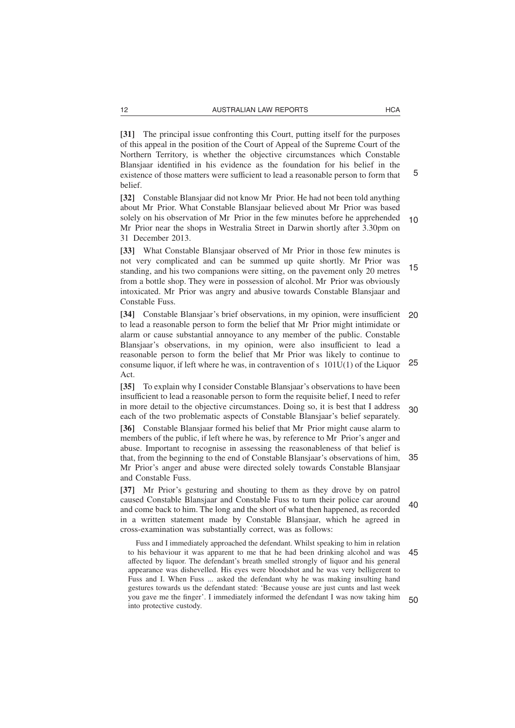**[31]** The principal issue confronting this Court, putting itself for the purposes of this appeal in the position of the Court of Appeal of the Supreme Court of the Northern Territory, is whether the objective circumstances which Constable Blansjaar identified in his evidence as the foundation for his belief in the existence of those matters were sufficient to lead a reasonable person to form that belief.

**[32]** Constable Blansjaar did not know Mr Prior. He had not been told anything about Mr Prior. What Constable Blansjaar believed about Mr Prior was based solely on his observation of Mr Prior in the few minutes before he apprehended Mr Prior near the shops in Westralia Street in Darwin shortly after 3.30pm on 31 December 2013.

**[33]** What Constable Blansjaar observed of Mr Prior in those few minutes is not very complicated and can be summed up quite shortly. Mr Prior was standing, and his two companions were sitting, on the pavement only 20 metres from a bottle shop. They were in possession of alcohol. Mr Prior was obviously intoxicated. Mr Prior was angry and abusive towards Constable Blansjaar and Constable Fuss.

**[34]** Constable Blansjaar's brief observations, in my opinion, were insufficient to lead a reasonable person to form the belief that Mr Prior might intimidate or alarm or cause substantial annoyance to any member of the public. Constable Blansjaar's observations, in my opinion, were also insufficient to lead a reasonable person to form the belief that Mr Prior was likely to continue to consume liquor, if left where he was, in contravention of s 101U(1) of the Liquor Act.

**[35]** To explain why I consider Constable Blansjaar's observations to have been insufficient to lead a reasonable person to form the requisite belief, I need to refer in more detail to the objective circumstances. Doing so, it is best that I address each of the two problematic aspects of Constable Blansjaar's belief separately.

**[36]** Constable Blansjaar formed his belief that Mr Prior might cause alarm to members of the public, if left where he was, by reference to Mr Prior's anger and abuse. Important to recognise in assessing the reasonableness of that belief is that, from the beginning to the end of Constable Blansjaar's observations of him, Mr Prior's anger and abuse were directed solely towards Constable Blansjaar and Constable Fuss.

**[37]** Mr Prior's gesturing and shouting to them as they drove by on patrol caused Constable Blansjaar and Constable Fuss to turn their police car around and come back to him. The long and the short of what then happened, as recorded in a written statement made by Constable Blansjaar, which he agreed in cross-examination was substantially correct, was as follows:

> Fuss and I immediately approached the defendant. Whilst speaking to him in relation to his behaviour it was apparent to me that he had been drinking alcohol and was affected by liquor. The defendant's breath smelled strongly of liquor and his general appearance was dishevelled. His eyes were bloodshot and he was very belligerent to Fuss and I. When Fuss ... asked the defendant why he was making insulting hand gestures towards us the defendant stated: 'Because youse are just cunts and last week you gave me the finger'. I immediately informed the defendant I was now taking him into protective custody.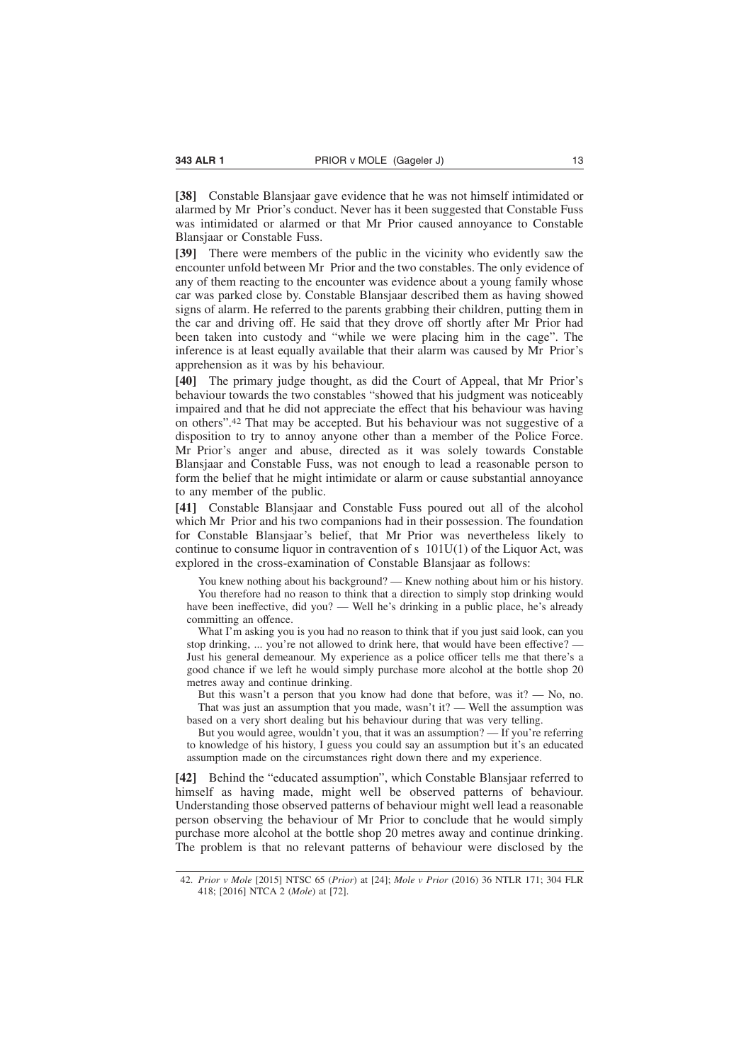**[38]** Constable Blansjaar gave evidence that he was not himself intimidated or alarmed by Mr Prior's conduct. Never has it been suggested that Constable Fuss was intimidated or alarmed or that Mr Prior caused annoyance to Constable Blansjaar or Constable Fuss.

**[39]** There were members of the public in the vicinity who evidently saw the encounter unfold between Mr Prior and the two constables. The only evidence of any of them reacting to the encounter was evidence about a young family whose car was parked close by. Constable Blansjaar described them as having showed signs of alarm. He referred to the parents grabbing their children, putting them in the car and driving off. He said that they drove off shortly after Mr Prior had been taken into custody and "while we were placing him in the cage". The inference is at least equally available that their alarm was caused by Mr Prior's apprehension as it was by his behaviour.

**[40]** The primary judge thought, as did the Court of Appeal, that Mr Prior's behaviour towards the two constables "showed that his judgment was noticeably impaired and that he did not appreciate the effect that his behaviour was having on others".[42] That may be accepted. But his behaviour was not suggestive of a disposition to try to annoy anyone other than a member of the Police Force. Mr Prior's anger and abuse, directed as it was solely towards Constable Blansjaar and Constable Fuss, was not enough to lead a reasonable person to form the belief that he might intimidate or alarm or cause substantial annoyance to any member of the public.

**[41]** Constable Blansjaar and Constable Fuss poured out all of the alcohol which Mr Prior and his two companions had in their possession. The foundation for Constable Blansjaar's belief, that Mr Prior was nevertheless likely to continue to consume liquor in contravention of s 101U(1) of the Liquor Act, was explored in the cross-examination of Constable Blansjaar as follows:

> You knew nothing about his background? — Knew nothing about him or his history.
>
> You therefore had no reason to think that a direction to simply stop drinking would have been ineffective, did you? — Well he's drinking in a public place, he's already committing an offence.
>
> What I'm asking you is you had no reason to think that if you just said look, can you stop drinking, ... you're not allowed to drink here, that would have been effective? — Just his general demeanour. My experience as a police officer tells me that there's a good chance if we left he would simply purchase more alcohol at the bottle shop 20 metres away and continue drinking.
>
> But this wasn't a person that you know had done that before, was it? — No, no.
>
> That was just an assumption that you made, wasn't it? — Well the assumption was based on a very short dealing but his behaviour during that was very telling.
>
> But you would agree, wouldn't you, that it was an assumption? — If you're referring to knowledge of his history, I guess you could say an assumption but it's an educated assumption made on the circumstances right down there and my experience.

**[42]** Behind the "educated assumption", which Constable Blansjaar referred to himself as having made, might well be observed patterns of behaviour. Understanding those observed patterns of behaviour might well lead a reasonable person observing the behaviour of Mr Prior to conclude that he would simply purchase more alcohol at the bottle shop 20 metres away and continue drinking. The problem is that no relevant patterns of behaviour were disclosed by the

---

42. *Prior v Mole* [2015] NTSC 65 (*Prior*) at [24]; *Mole v Prior* (2016) 36 NTLR 171; 304 FLR 418; [2016] NTCA 2 (*Mole*) at [72].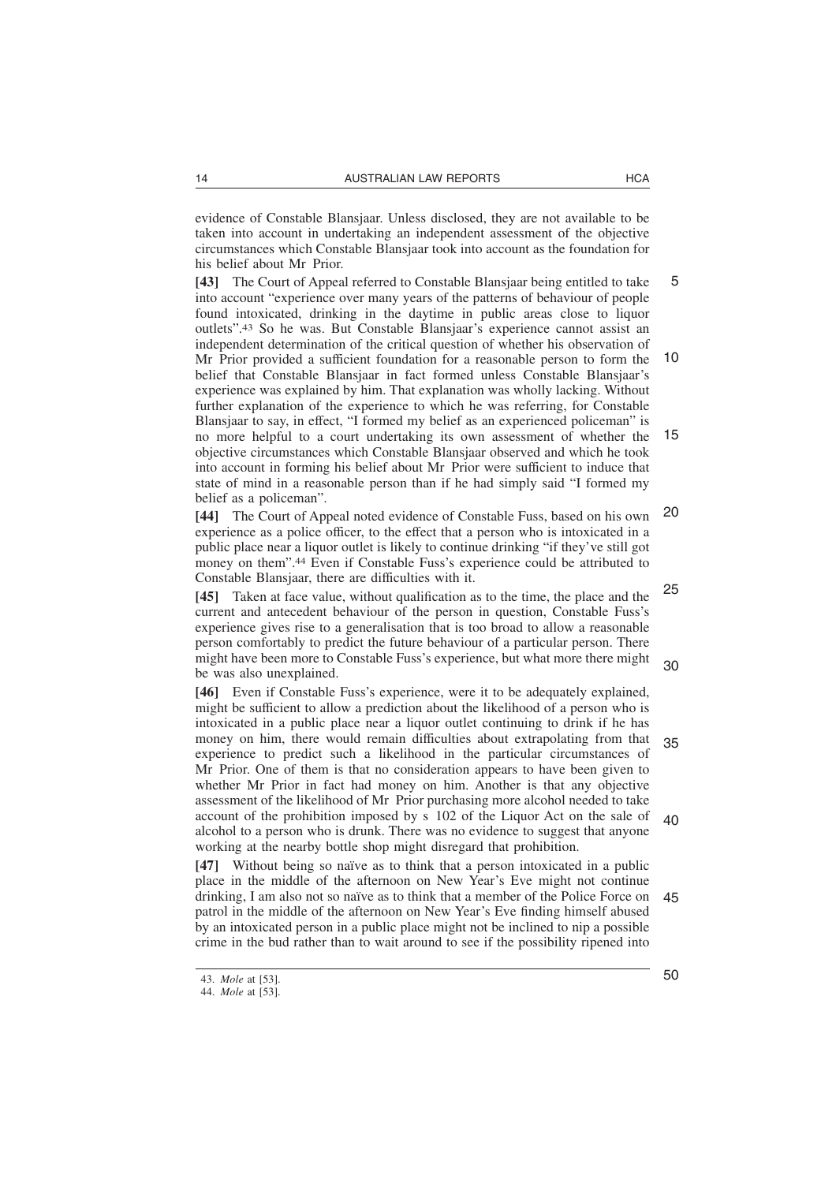evidence of Constable Blansjaar. Unless disclosed, they are not available to be taken into account in undertaking an independent assessment of the objective circumstances which Constable Blansjaar took into account as the foundation for his belief about Mr Prior.

**[43]** The Court of Appeal referred to Constable Blansjaar being entitled to take into account "experience over many years of the patterns of behaviour of people found intoxicated, drinking in the daytime in public areas close to liquor outlets".[43] So he was. But Constable Blansjaar's experience cannot assist an independent determination of the critical question of whether his observation of Mr Prior provided a sufficient foundation for a reasonable person to form the belief that Constable Blansjaar in fact formed unless Constable Blansjaar's experience was explained by him. That explanation was wholly lacking. Without further explanation of the experience to which he was referring, for Constable Blansjaar to say, in effect, "I formed my belief as an experienced policeman" is no more helpful to a court undertaking its own assessment of whether the objective circumstances which Constable Blansjaar observed and which he took into account in forming his belief about Mr Prior were sufficient to induce that state of mind in a reasonable person than if he had simply said "I formed my belief as a policeman".

**[44]** The Court of Appeal noted evidence of Constable Fuss, based on his own experience as a police officer, to the effect that a person who is intoxicated in a public place near a liquor outlet is likely to continue drinking "if they've still got money on them".[44] Even if Constable Fuss's experience could be attributed to Constable Blansjaar, there are difficulties with it.

**[45]** Taken at face value, without qualification as to the time, the place and the current and antecedent behaviour of the person in question, Constable Fuss's experience gives rise to a generalisation that is too broad to allow a reasonable person comfortably to predict the future behaviour of a particular person. There might have been more to Constable Fuss's experience, but what more there might be was also unexplained.

**[46]** Even if Constable Fuss's experience, were it to be adequately explained, might be sufficient to allow a prediction about the likelihood of a person who is intoxicated in a public place near a liquor outlet continuing to drink if he has money on him, there would remain difficulties about extrapolating from that experience to predict such a likelihood in the particular circumstances of Mr Prior. One of them is that no consideration appears to have been given to whether Mr Prior in fact had money on him. Another is that any objective assessment of the likelihood of Mr Prior purchasing more alcohol needed to take account of the prohibition imposed by s 102 of the Liquor Act on the sale of alcohol to a person who is drunk. There was no evidence to suggest that anyone working at the nearby bottle shop might disregard that prohibition.

**[47]** Without being so naïve as to think that a person intoxicated in a public place in the middle of the afternoon on New Year's Eve might not continue drinking, I am also not so naïve as to think that a member of the Police Force on patrol in the middle of the afternoon on New Year's Eve finding himself abused by an intoxicated person in a public place might not be inclined to nip a possible crime in the bud rather than to wait around to see if the possibility ripened into

43. *Mole* at [53].

44. *Mole* at [53].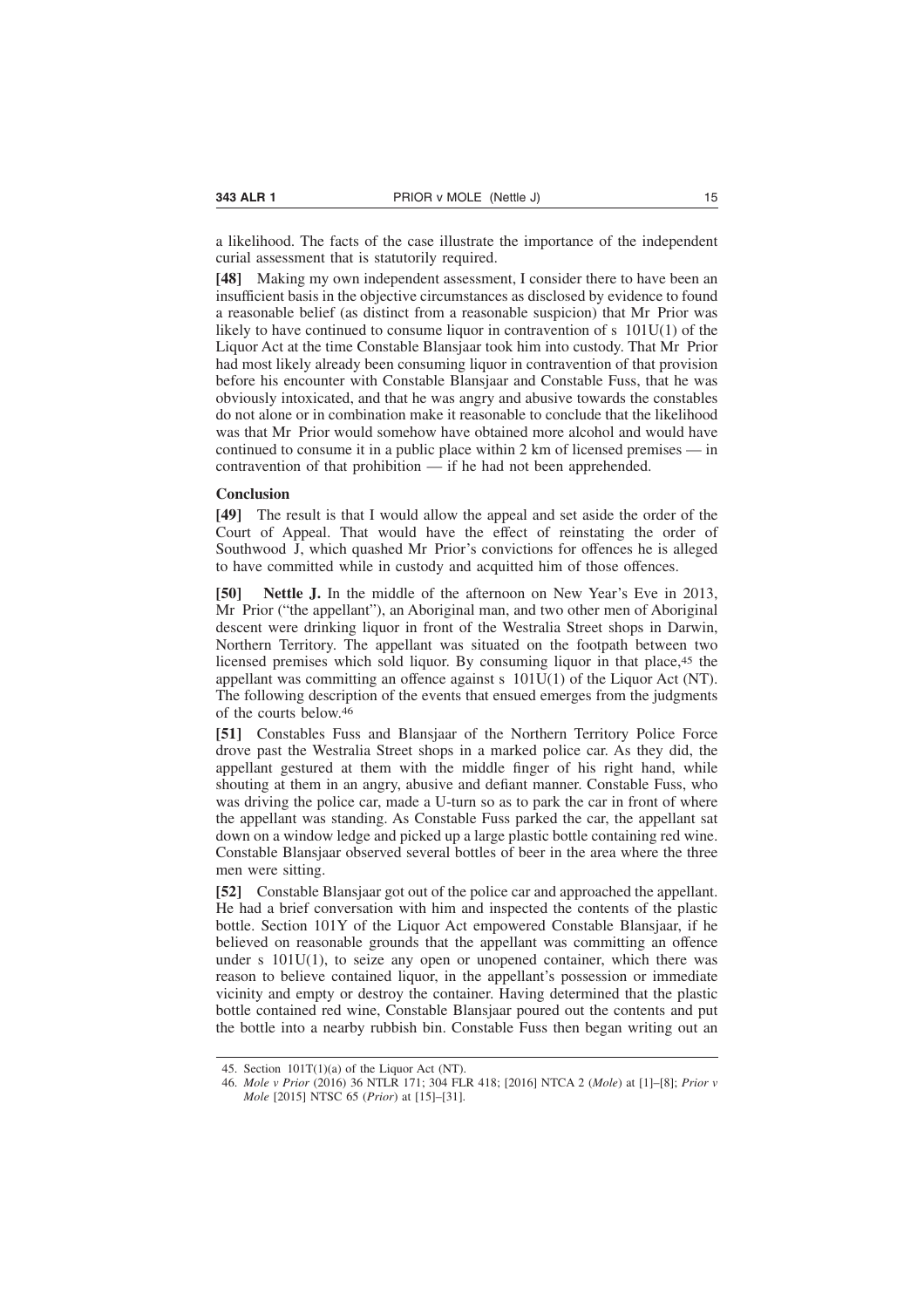a likelihood. The facts of the case illustrate the importance of the independent curial assessment that is statutorily required.

**[48]** Making my own independent assessment, I consider there to have been an insufficient basis in the objective circumstances as disclosed by evidence to found a reasonable belief (as distinct from a reasonable suspicion) that Mr Prior was likely to have continued to consume liquor in contravention of s 101U(1) of the Liquor Act at the time Constable Blansjaar took him into custody. That Mr Prior had most likely already been consuming liquor in contravention of that provision before his encounter with Constable Blansjaar and Constable Fuss, that he was obviously intoxicated, and that he was angry and abusive towards the constables do not alone or in combination make it reasonable to conclude that the likelihood was that Mr Prior would somehow have obtained more alcohol and would have continued to consume it in a public place within 2 km of licensed premises — in contravention of that prohibition — if he had not been apprehended.

### Conclusion

**[49]** The result is that I would allow the appeal and set aside the order of the Court of Appeal. That would have the effect of reinstating the order of Southwood J, which quashed Mr Prior's convictions for offences he is alleged to have committed while in custody and acquitted him of those offences.

**[50]** **Nettle J.** In the middle of the afternoon on New Year's Eve in 2013, Mr Prior ("the appellant"), an Aboriginal man, and two other men of Aboriginal descent were drinking liquor in front of the Westralia Street shops in Darwin, Northern Territory. The appellant was situated on the footpath between two licensed premises which sold liquor. By consuming liquor in that place,[45] the appellant was committing an offence against s 101U(1) of the Liquor Act (NT). The following description of the events that ensued emerges from the judgments of the courts below.[46]

**[51]** Constables Fuss and Blansjaar of the Northern Territory Police Force drove past the Westralia Street shops in a marked police car. As they did, the appellant gestured at them with the middle finger of his right hand, while shouting at them in an angry, abusive and defiant manner. Constable Fuss, who was driving the police car, made a U-turn so as to park the car in front of where the appellant was standing. As Constable Fuss parked the car, the appellant sat down on a window ledge and picked up a large plastic bottle containing red wine. Constable Blansjaar observed several bottles of beer in the area where the three men were sitting.

**[52]** Constable Blansjaar got out of the police car and approached the appellant. He had a brief conversation with him and inspected the contents of the plastic bottle. Section 101Y of the Liquor Act empowered Constable Blansjaar, if he believed on reasonable grounds that the appellant was committing an offence under s 101U(1), to seize any open or unopened container, which there was reason to believe contained liquor, in the appellant's possession or immediate vicinity and empty or destroy the container. Having determined that the plastic bottle contained red wine, Constable Blansjaar poured out the contents and put the bottle into a nearby rubbish bin. Constable Fuss then began writing out an

---

45. Section 101T(1)(a) of the Liquor Act (NT).

46. *Mole v Prior* (2016) 36 NTLR 171; 304 FLR 418; [2016] NTCA 2 (*Mole*) at [1]–[8]; *Prior v Mole* [2015] NTSC 65 (*Prior*) at [15]–[31].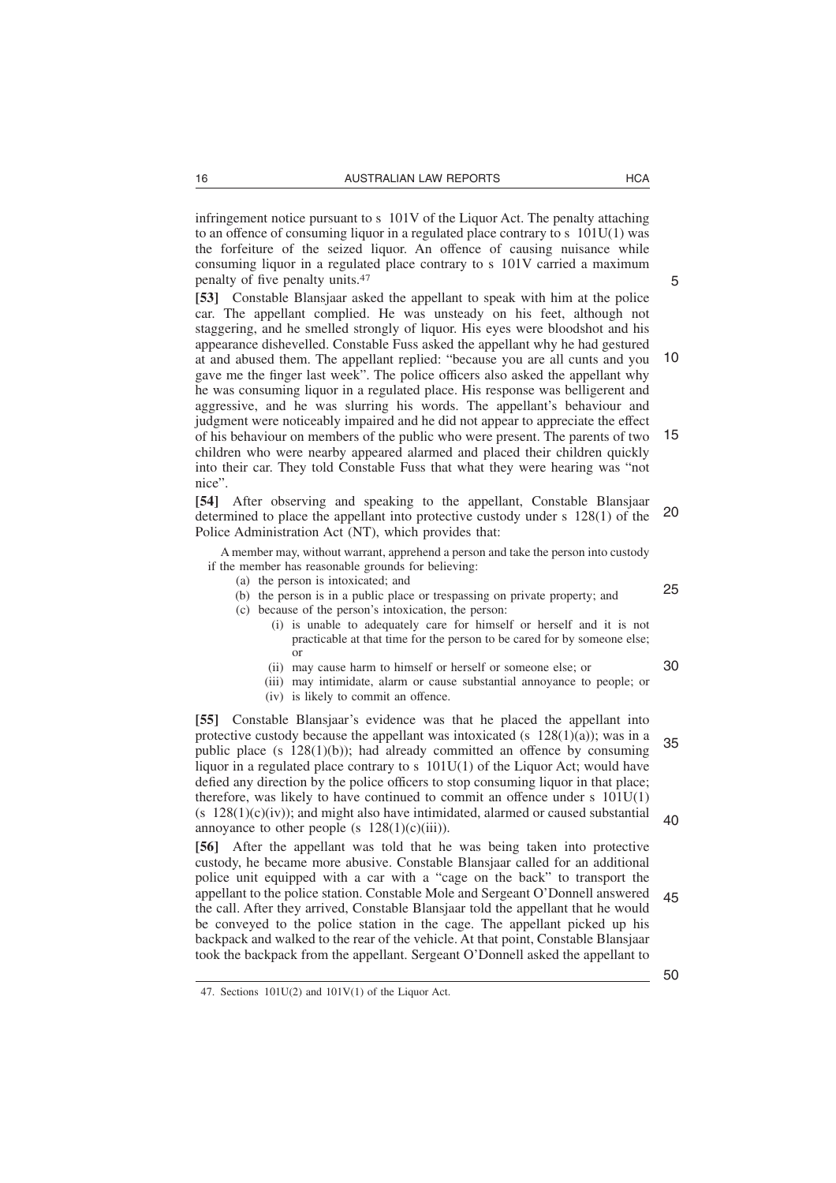infringement notice pursuant to s 101V of the Liquor Act. The penalty attaching to an offence of consuming liquor in a regulated place contrary to s 101U(1) was the forfeiture of the seized liquor. An offence of causing nuisance while consuming liquor in a regulated place contrary to s 101V carried a maximum penalty of five penalty units.[47]

**[53]** Constable Blansjaar asked the appellant to speak with him at the police car. The appellant complied. He was unsteady on his feet, although not staggering, and he smelled strongly of liquor. His eyes were bloodshot and his appearance dishevelled. Constable Fuss asked the appellant why he had gestured at and abused them. The appellant replied: "because you are all cunts and you gave me the finger last week". The police officers also asked the appellant why he was consuming liquor in a regulated place. His response was belligerent and aggressive, and he was slurring his words. The appellant's behaviour and judgment were noticeably impaired and he did not appear to appreciate the effect of his behaviour on members of the public who were present. The parents of two children who were nearby appeared alarmed and placed their children quickly into their car. They told Constable Fuss that what they were hearing was "not nice".

**[54]** After observing and speaking to the appellant, Constable Blansjaar determined to place the appellant into protective custody under s 128(1) of the Police Administration Act (NT), which provides that:

> A member may, without warrant, apprehend a person and take the person into custody if the member has reasonable grounds for believing:
>
> (a) the person is intoxicated; and
>
> (b) the person is in a public place or trespassing on private property; and
>
> (c) because of the person's intoxication, the person:
>
> (i) is unable to adequately care for himself or herself and it is not practicable at that time for the person to be cared for by someone else; or
>
> (ii) may cause harm to himself or herself or someone else; or
>
> (iii) may intimidate, alarm or cause substantial annoyance to people; or
>
> (iv) is likely to commit an offence.

**[55]** Constable Blansjaar's evidence was that he placed the appellant into protective custody because the appellant was intoxicated (s 128(1)(a)); was in a public place (s 128(1)(b)); had already committed an offence by consuming liquor in a regulated place contrary to s 101U(1) of the Liquor Act; would have defied any direction by the police officers to stop consuming liquor in that place; therefore, was likely to have continued to commit an offence under s 101U(1) (s 128(1)(c)(iv)); and might also have intimidated, alarmed or caused substantial annoyance to other people (s 128(1)(c)(iii)).

**[56]** After the appellant was told that he was being taken into protective custody, he became more abusive. Constable Blansjaar called for an additional police unit equipped with a car with a "cage on the back" to transport the appellant to the police station. Constable Mole and Sergeant O'Donnell answered the call. After they arrived, Constable Blansjaar told the appellant that he would be conveyed to the police station in the cage. The appellant picked up his backpack and walked to the rear of the vehicle. At that point, Constable Blansjaar took the backpack from the appellant. Sergeant O'Donnell asked the appellant to

---

47. Sections 101U(2) and 101V(1) of the Liquor Act.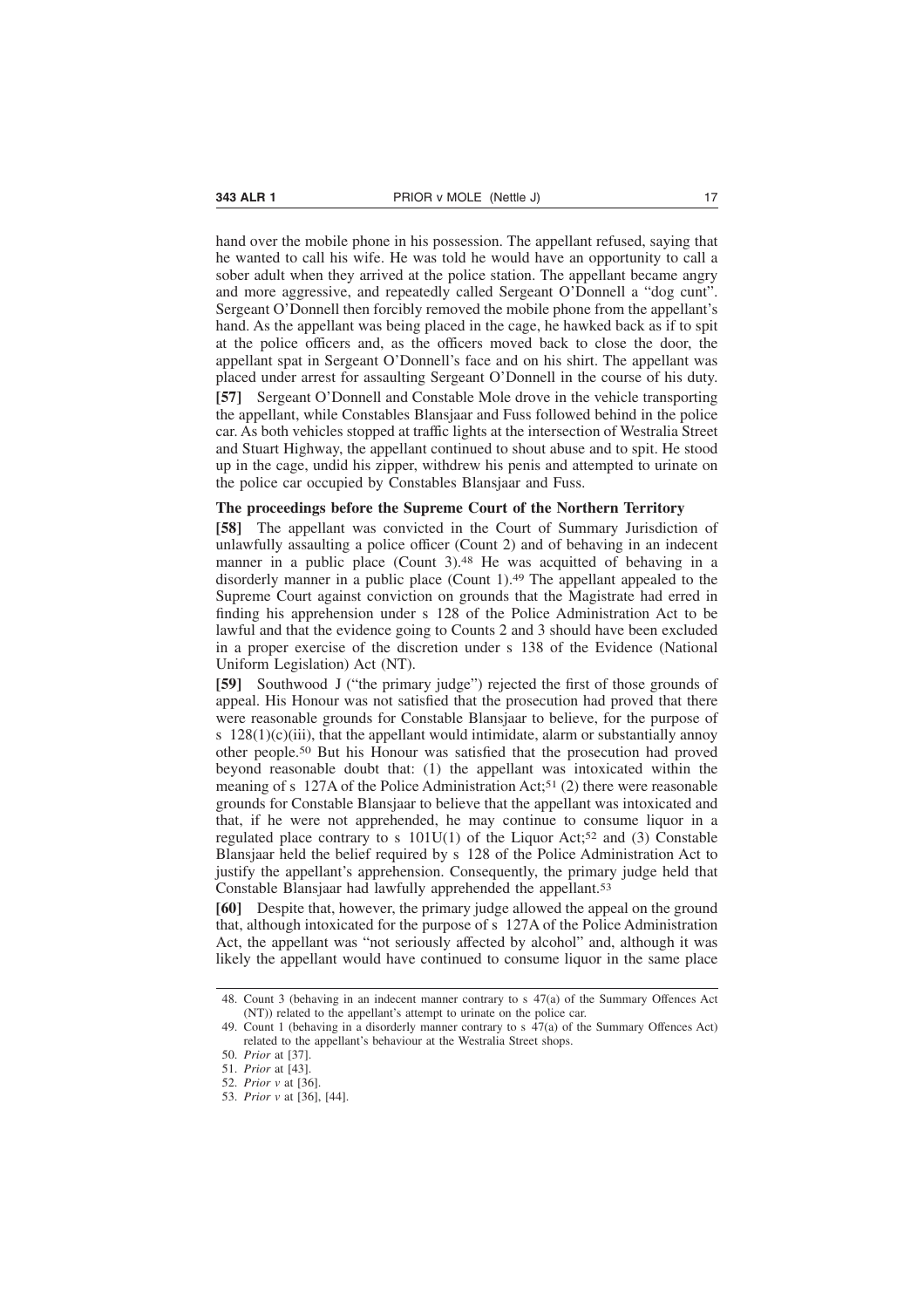hand over the mobile phone in his possession. The appellant refused, saying that he wanted to call his wife. He was told he would have an opportunity to call a sober adult when they arrived at the police station. The appellant became angry and more aggressive, and repeatedly called Sergeant O'Donnell a "dog cunt". Sergeant O'Donnell then forcibly removed the mobile phone from the appellant's hand. As the appellant was being placed in the cage, he hawked back as if to spit at the police officers and, as the officers moved back to close the door, the appellant spat in Sergeant O'Donnell's face and on his shirt. The appellant was placed under arrest for assaulting Sergeant O'Donnell in the course of his duty.

**[57]** Sergeant O'Donnell and Constable Mole drove in the vehicle transporting the appellant, while Constables Blansjaar and Fuss followed behind in the police car. As both vehicles stopped at traffic lights at the intersection of Westralia Street and Stuart Highway, the appellant continued to shout abuse and to spit. He stood up in the cage, undid his zipper, withdrew his penis and attempted to urinate on the police car occupied by Constables Blansjaar and Fuss.

### The proceedings before the Supreme Court of the Northern Territory

**[58]** The appellant was convicted in the Court of Summary Jurisdiction of unlawfully assaulting a police officer (Count 2) and of behaving in an indecent manner in a public place (Count 3).[48] He was acquitted of behaving in a disorderly manner in a public place (Count 1).[49] The appellant appealed to the Supreme Court against conviction on grounds that the Magistrate had erred in finding his apprehension under s 128 of the Police Administration Act to be lawful and that the evidence going to Counts 2 and 3 should have been excluded in a proper exercise of the discretion under s 138 of the Evidence (National Uniform Legislation) Act (NT).

**[59]** Southwood J ("the primary judge") rejected the first of those grounds of appeal. His Honour was not satisfied that the prosecution had proved that there were reasonable grounds for Constable Blansjaar to believe, for the purpose of s 128(1)(c)(iii), that the appellant would intimidate, alarm or substantially annoy other people.[50] But his Honour was satisfied that the prosecution had proved beyond reasonable doubt that: (1) the appellant was intoxicated within the meaning of s 127A of the Police Administration Act;[51] (2) there were reasonable grounds for Constable Blansjaar to believe that the appellant was intoxicated and that, if he were not apprehended, he may continue to consume liquor in a regulated place contrary to s 101U(1) of the Liquor Act;[52] and (3) Constable Blansjaar held the belief required by s 128 of the Police Administration Act to justify the appellant's apprehension. Consequently, the primary judge held that Constable Blansjaar had lawfully apprehended the appellant.[53]

**[60]** Despite that, however, the primary judge allowed the appeal on the ground that, although intoxicated for the purpose of s 127A of the Police Administration Act, the appellant was "not seriously affected by alcohol" and, although it was likely the appellant would have continued to consume liquor in the same place

---

48. Count 3 (behaving in an indecent manner contrary to s 47(a) of the Summary Offences Act (NT)) related to the appellant's attempt to urinate on the police car.

49. Count 1 (behaving in a disorderly manner contrary to s 47(a) of the Summary Offences Act) related to the appellant's behaviour at the Westralia Street shops.

50. *Prior* at [37].

51. *Prior* at [43].

52. *Prior v* at [36].

53. *Prior v* at [36], [44].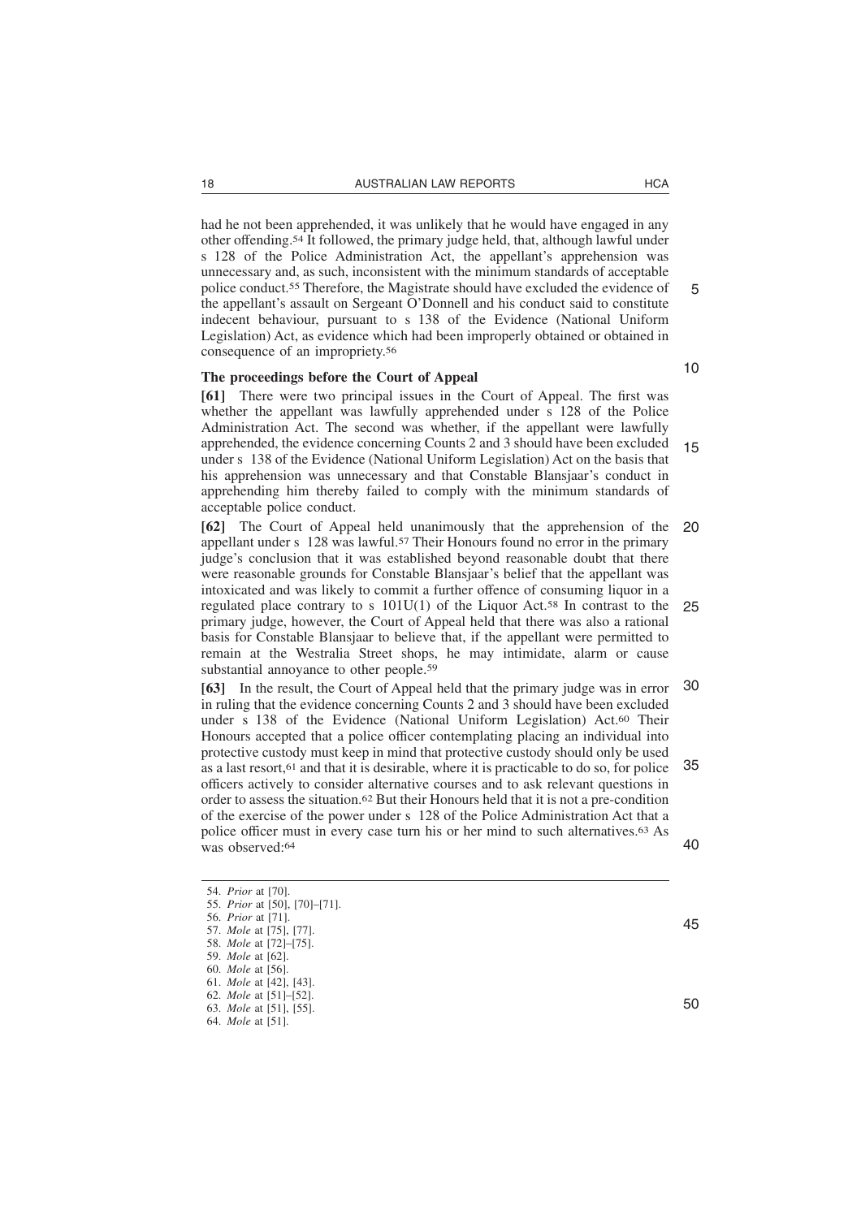had he not been apprehended, it was unlikely that he would have engaged in any other offending.[54] It followed, the primary judge held, that, although lawful under s 128 of the Police Administration Act, the appellant's apprehension was unnecessary and, as such, inconsistent with the minimum standards of acceptable police conduct.[55] Therefore, the Magistrate should have excluded the evidence of the appellant's assault on Sergeant O'Donnell and his conduct said to constitute indecent behaviour, pursuant to s 138 of the Evidence (National Uniform Legislation) Act, as evidence which had been improperly obtained or obtained in consequence of an impropriety.[56]

### The proceedings before the Court of Appeal

**[61]** There were two principal issues in the Court of Appeal. The first was whether the appellant was lawfully apprehended under s 128 of the Police Administration Act. The second was whether, if the appellant were lawfully apprehended, the evidence concerning Counts 2 and 3 should have been excluded under s 138 of the Evidence (National Uniform Legislation) Act on the basis that his apprehension was unnecessary and that Constable Blansjaar's conduct in apprehending him thereby failed to comply with the minimum standards of acceptable police conduct.

**[62]** The Court of Appeal held unanimously that the apprehension of the appellant under s 128 was lawful.[57] Their Honours found no error in the primary judge's conclusion that it was established beyond reasonable doubt that there were reasonable grounds for Constable Blansjaar's belief that the appellant was intoxicated and was likely to commit a further offence of consuming liquor in a regulated place contrary to s 101U(1) of the Liquor Act.[58] In contrast to the primary judge, however, the Court of Appeal held that there was also a rational basis for Constable Blansjaar to believe that, if the appellant were permitted to remain at the Westralia Street shops, he may intimidate, alarm or cause substantial annoyance to other people.[59]

**[63]** In the result, the Court of Appeal held that the primary judge was in error in ruling that the evidence concerning Counts 2 and 3 should have been excluded under s 138 of the Evidence (National Uniform Legislation) Act.[60] Their Honours accepted that a police officer contemplating placing an individual into protective custody must keep in mind that protective custody should only be used as a last resort,[61] and that it is desirable, where it is practicable to do so, for police officers actively to consider alternative courses and to ask relevant questions in order to assess the situation.[62] But their Honours held that it is not a pre-condition of the exercise of the power under s 128 of the Police Administration Act that a police officer must in every case turn his or her mind to such alternatives.[63] As was observed:[64]

---

54. *Prior* at [70].
55. *Prior* at [50], [70]–[71].
56. *Prior* at [71].
57. *Mole* at [75], [77].
58. *Mole* at [72]–[75].
59. *Mole* at [62].
60. *Mole* at [56].
61. *Mole* at [42], [43].
62. *Mole* at [51]–[52].
63. *Mole* at [51], [55].
64. *Mole* at [51].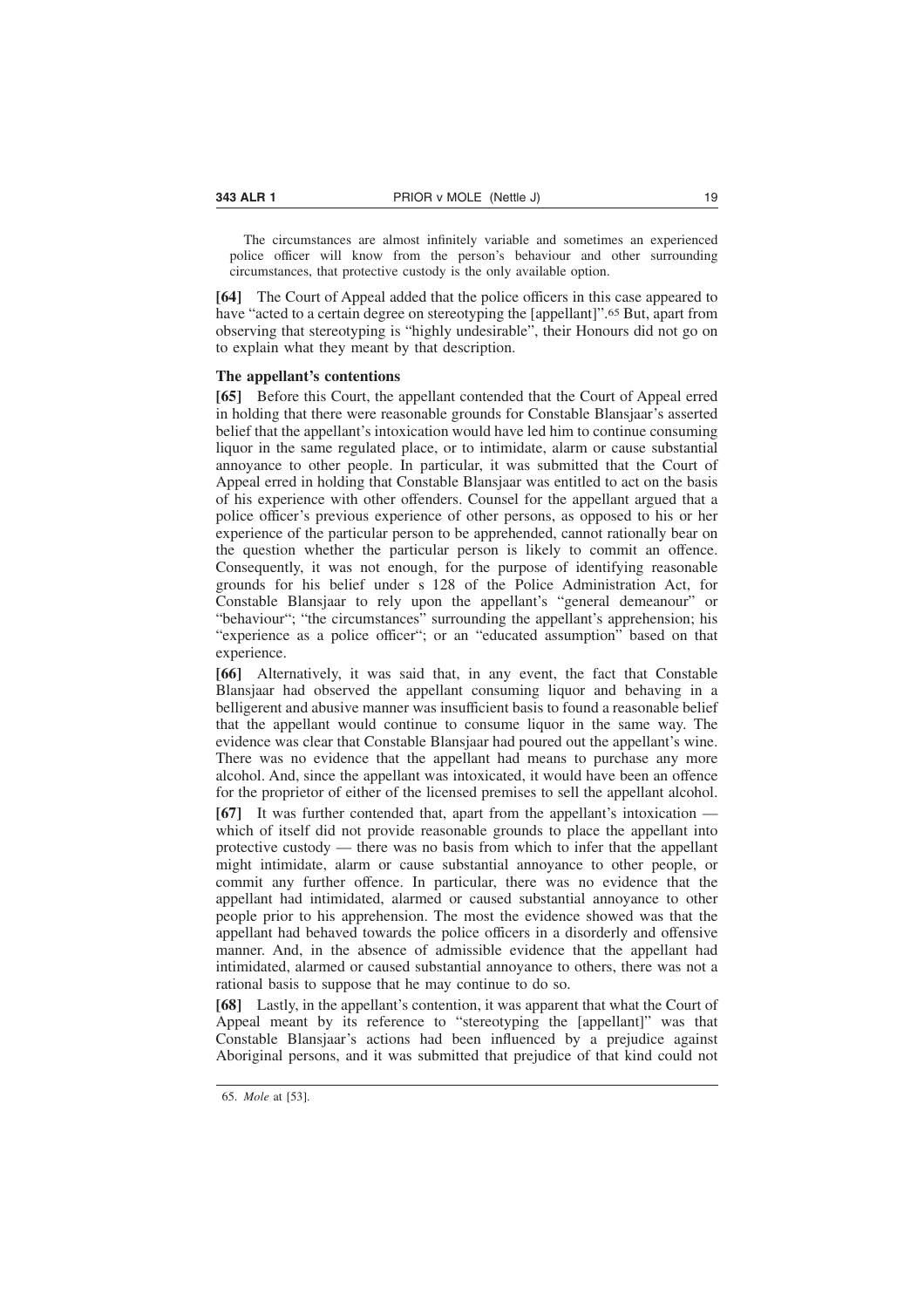The circumstances are almost infinitely variable and sometimes an experienced police officer will know from the person's behaviour and other surrounding circumstances, that protective custody is the only available option.

**[64]** The Court of Appeal added that the police officers in this case appeared to have "acted to a certain degree on stereotyping the [appellant]".[65] But, apart from observing that stereotyping is "highly undesirable", their Honours did not go on to explain what they meant by that description.

**The appellant's contentions**

**[65]** Before this Court, the appellant contended that the Court of Appeal erred in holding that there were reasonable grounds for Constable Blansjaar's asserted belief that the appellant's intoxication would have led him to continue consuming liquor in the same regulated place, or to intimidate, alarm or cause substantial annoyance to other people. In particular, it was submitted that the Court of Appeal erred in holding that Constable Blansjaar was entitled to act on the basis of his experience with other offenders. Counsel for the appellant argued that a police officer's previous experience of other persons, as opposed to his or her experience of the particular person to be apprehended, cannot rationally bear on the question whether the particular person is likely to commit an offence. Consequently, it was not enough, for the purpose of identifying reasonable grounds for his belief under s 128 of the Police Administration Act, for Constable Blansjaar to rely upon the appellant's "general demeanour" or "behaviour"; "the circumstances" surrounding the appellant's apprehension; his "experience as a police officer"; or an "educated assumption" based on that experience.

**[66]** Alternatively, it was said that, in any event, the fact that Constable Blansjaar had observed the appellant consuming liquor and behaving in a belligerent and abusive manner was insufficient basis to found a reasonable belief that the appellant would continue to consume liquor in the same way. The evidence was clear that Constable Blansjaar had poured out the appellant's wine. There was no evidence that the appellant had means to purchase any more alcohol. And, since the appellant was intoxicated, it would have been an offence for the proprietor of either of the licensed premises to sell the appellant alcohol.

**[67]** It was further contended that, apart from the appellant's intoxication — which of itself did not provide reasonable grounds to place the appellant into protective custody — there was no basis from which to infer that the appellant might intimidate, alarm or cause substantial annoyance to other people, or commit any further offence. In particular, there was no evidence that the appellant had intimidated, alarmed or caused substantial annoyance to other people prior to his apprehension. The most the evidence showed was that the appellant had behaved towards the police officers in a disorderly and offensive manner. And, in the absence of admissible evidence that the appellant had intimidated, alarmed or caused substantial annoyance to others, there was not a rational basis to suppose that he may continue to do so.

**[68]** Lastly, in the appellant's contention, it was apparent that what the Court of Appeal meant by its reference to "stereotyping the [appellant]" was that Constable Blansjaar's actions had been influenced by a prejudice against Aboriginal persons, and it was submitted that prejudice of that kind could not

65. *Mole* at [53].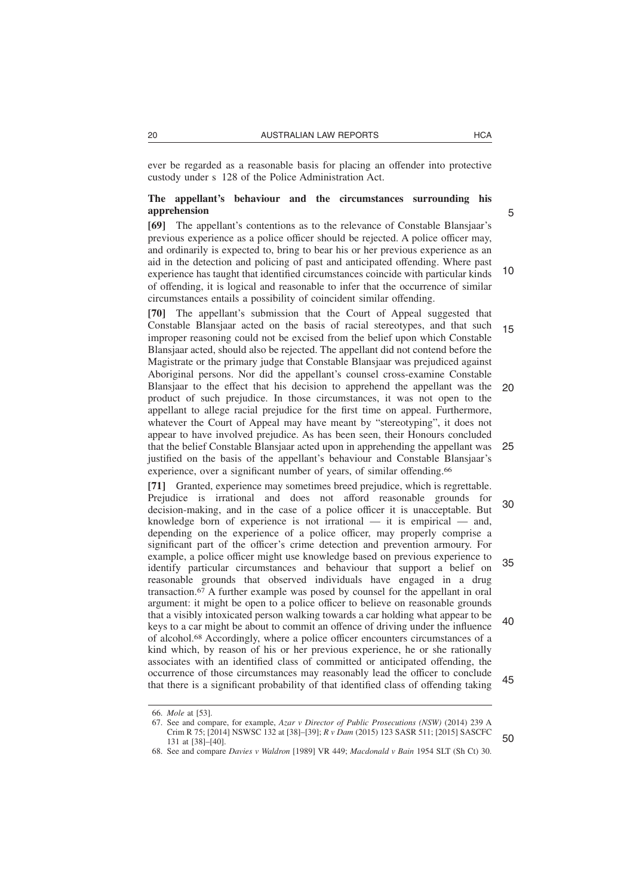ever be regarded as a reasonable basis for placing an offender into protective custody under s 128 of the Police Administration Act.

**The appellant's behaviour and the circumstances surrounding his apprehension**

**[69]** The appellant's contentions as to the relevance of Constable Blansjaar's previous experience as a police officer should be rejected. A police officer may, and ordinarily is expected to, bring to bear his or her previous experience as an aid in the detection and policing of past and anticipated offending. Where past experience has taught that identified circumstances coincide with particular kinds of offending, it is logical and reasonable to infer that the occurrence of similar circumstances entails a possibility of coincident similar offending.

**[70]** The appellant's submission that the Court of Appeal suggested that Constable Blansjaar acted on the basis of racial stereotypes, and that such improper reasoning could not be excised from the belief upon which Constable Blansjaar acted, should also be rejected. The appellant did not contend before the Magistrate or the primary judge that Constable Blansjaar was prejudiced against Aboriginal persons. Nor did the appellant's counsel cross-examine Constable Blansjaar to the effect that his decision to apprehend the appellant was the product of such prejudice. In those circumstances, it was not open to the appellant to allege racial prejudice for the first time on appeal. Furthermore, whatever the Court of Appeal may have meant by "stereotyping", it does not appear to have involved prejudice. As has been seen, their Honours concluded that the belief Constable Blansjaar acted upon in apprehending the appellant was justified on the basis of the appellant's behaviour and Constable Blansjaar's experience, over a significant number of years, of similar offending.[66]

**[71]** Granted, experience may sometimes breed prejudice, which is regrettable. Prejudice is irrational and does not afford reasonable grounds for decision-making, and in the case of a police officer it is unacceptable. But knowledge born of experience is not irrational — it is empirical — and, depending on the experience of a police officer, may properly comprise a significant part of the officer's crime detection and prevention armoury. For example, a police officer might use knowledge based on previous experience to identify particular circumstances and behaviour that support a belief on reasonable grounds that observed individuals have engaged in a drug transaction.[67] A further example was posed by counsel for the appellant in oral argument: it might be open to a police officer to believe on reasonable grounds that a visibly intoxicated person walking towards a car holding what appear to be keys to a car might be about to commit an offence of driving under the influence of alcohol.[68] Accordingly, where a police officer encounters circumstances of a kind which, by reason of his or her previous experience, he or she rationally associates with an identified class of committed or anticipated offending, the occurrence of those circumstances may reasonably lead the officer to conclude that there is a significant probability of that identified class of offending taking

---

66. *Mole* at [53].

67. See and compare, for example, *Azar v Director of Public Prosecutions (NSW)* (2014) 239 A Crim R 75; [2014] NSWSC 132 at [38]–[39]; *R v Dam* (2015) 123 SASR 511; [2015] SASCFC 131 at [38]–[40].

68. See and compare *Davies v Waldron* [1989] VR 449; *Macdonald v Bain* 1954 SLT (Sh Ct) 30.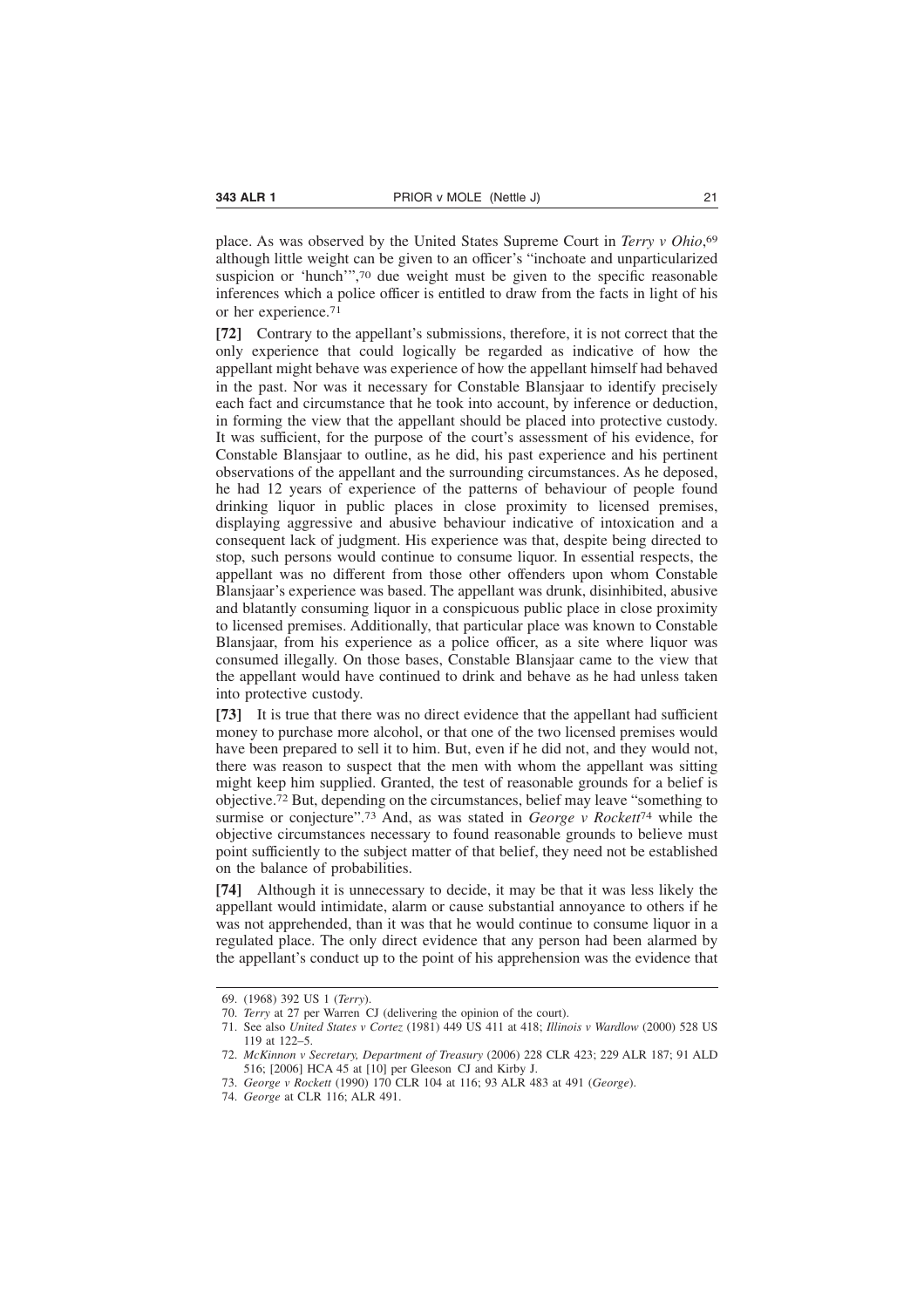place. As was observed by the United States Supreme Court in *Terry v Ohio*,[69] although little weight can be given to an officer's "inchoate and unparticularized suspicion or 'hunch'",[70] due weight must be given to the specific reasonable inferences which a police officer is entitled to draw from the facts in light of his or her experience.[71]

**[72]** Contrary to the appellant's submissions, therefore, it is not correct that the only experience that could logically be regarded as indicative of how the appellant might behave was experience of how the appellant himself had behaved in the past. Nor was it necessary for Constable Blansjaar to identify precisely each fact and circumstance that he took into account, by inference or deduction, in forming the view that the appellant should be placed into protective custody. It was sufficient, for the purpose of the court's assessment of his evidence, for Constable Blansjaar to outline, as he did, his past experience and his pertinent observations of the appellant and the surrounding circumstances. As he deposed, he had 12 years of experience of the patterns of behaviour of people found drinking liquor in public places in close proximity to licensed premises, displaying aggressive and abusive behaviour indicative of intoxication and a consequent lack of judgment. His experience was that, despite being directed to stop, such persons would continue to consume liquor. In essential respects, the appellant was no different from those other offenders upon whom Constable Blansjaar's experience was based. The appellant was drunk, disinhibited, abusive and blatantly consuming liquor in a conspicuous public place in close proximity to licensed premises. Additionally, that particular place was known to Constable Blansjaar, from his experience as a police officer, as a site where liquor was consumed illegally. On those bases, Constable Blansjaar came to the view that the appellant would have continued to drink and behave as he had unless taken into protective custody.

**[73]** It is true that there was no direct evidence that the appellant had sufficient money to purchase more alcohol, or that one of the two licensed premises would have been prepared to sell it to him. But, even if he did not, and they would not, there was reason to suspect that the men with whom the appellant was sitting might keep him supplied. Granted, the test of reasonable grounds for a belief is objective.[72] But, depending on the circumstances, belief may leave "something to surmise or conjecture".[73] And, as was stated in *George v Rockett*[74] while the objective circumstances necessary to found reasonable grounds to believe must point sufficiently to the subject matter of that belief, they need not be established on the balance of probabilities.

**[74]** Although it is unnecessary to decide, it may be that it was less likely the appellant would intimidate, alarm or cause substantial annoyance to others if he was not apprehended, than it was that he would continue to consume liquor in a regulated place. The only direct evidence that any person had been alarmed by the appellant's conduct up to the point of his apprehension was the evidence that

---

69. (1968) 392 US 1 (*Terry*).

70. *Terry* at 27 per Warren CJ (delivering the opinion of the court).

71. See also *United States v Cortez* (1981) 449 US 411 at 418; *Illinois v Wardlow* (2000) 528 US 119 at 122–5.

72. *McKinnon v Secretary, Department of Treasury* (2006) 228 CLR 423; 229 ALR 187; 91 ALD 516; [2006] HCA 45 at [10] per Gleeson CJ and Kirby J.

73. *George v Rockett* (1990) 170 CLR 104 at 116; 93 ALR 483 at 491 (*George*).

74. *George* at CLR 116; ALR 491.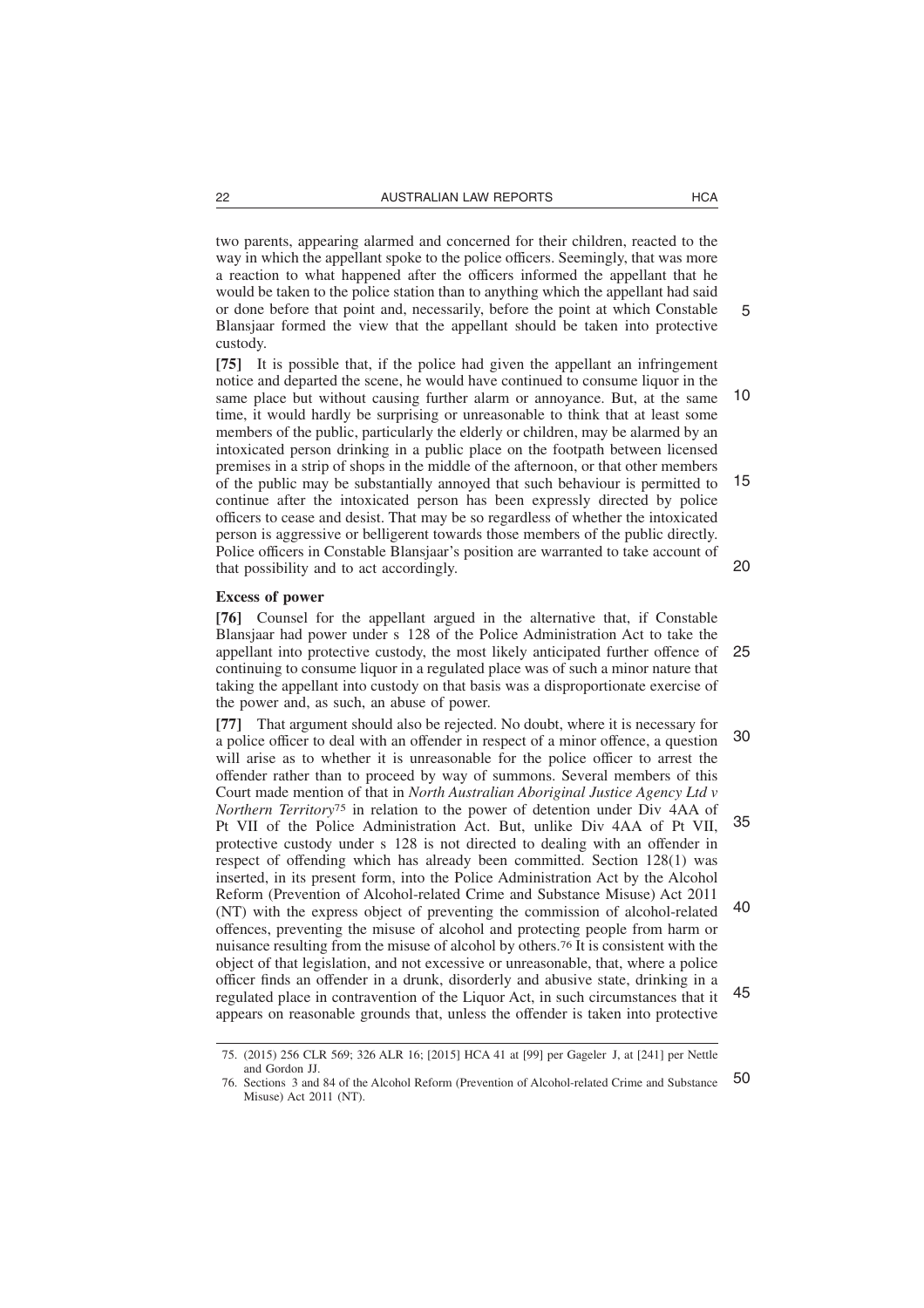two parents, appearing alarmed and concerned for their children, reacted to the way in which the appellant spoke to the police officers. Seemingly, that was more a reaction to what happened after the officers informed the appellant that he would be taken to the police station than to anything which the appellant had said or done before that point and, necessarily, before the point at which Constable Blansjaar formed the view that the appellant should be taken into protective custody.

**[75]** It is possible that, if the police had given the appellant an infringement notice and departed the scene, he would have continued to consume liquor in the same place but without causing further alarm or annoyance. But, at the same time, it would hardly be surprising or unreasonable to think that at least some members of the public, particularly the elderly or children, may be alarmed by an intoxicated person drinking in a public place on the footpath between licensed premises in a strip of shops in the middle of the afternoon, or that other members of the public may be substantially annoyed that such behaviour is permitted to continue after the intoxicated person has been expressly directed by police officers to cease and desist. That may be so regardless of whether the intoxicated person is aggressive or belligerent towards those members of the public directly. Police officers in Constable Blansjaar's position are warranted to take account of that possibility and to act accordingly.

**Excess of power**

**[76]** Counsel for the appellant argued in the alternative that, if Constable Blansjaar had power under s 128 of the Police Administration Act to take the appellant into protective custody, the most likely anticipated further offence of continuing to consume liquor in a regulated place was of such a minor nature that taking the appellant into custody on that basis was a disproportionate exercise of the power and, as such, an abuse of power.

**[77]** That argument should also be rejected. No doubt, where it is necessary for a police officer to deal with an offender in respect of a minor offence, a question will arise as to whether it is unreasonable for the police officer to arrest the offender rather than to proceed by way of summons. Several members of this Court made mention of that in *North Australian Aboriginal Justice Agency Ltd v Northern Territory*[75] in relation to the power of detention under Div 4AA of Pt VII of the Police Administration Act. But, unlike Div 4AA of Pt VII, protective custody under s 128 is not directed to dealing with an offender in respect of offending which has already been committed. Section 128(1) was inserted, in its present form, into the Police Administration Act by the Alcohol Reform (Prevention of Alcohol-related Crime and Substance Misuse) Act 2011 (NT) with the express object of preventing the commission of alcohol-related offences, preventing the misuse of alcohol and protecting people from harm or nuisance resulting from the misuse of alcohol by others.[76] It is consistent with the object of that legislation, and not excessive or unreasonable, that, where a police officer finds an offender in a drunk, disorderly and abusive state, drinking in a regulated place in contravention of the Liquor Act, in such circumstances that it appears on reasonable grounds that, unless the offender is taken into protective

75. (2015) 256 CLR 569; 326 ALR 16; [2015] HCA 41 at [99] per Gageler J, at [241] per Nettle and Gordon JJ.

76. Sections 3 and 84 of the Alcohol Reform (Prevention of Alcohol-related Crime and Substance Misuse) Act 2011 (NT).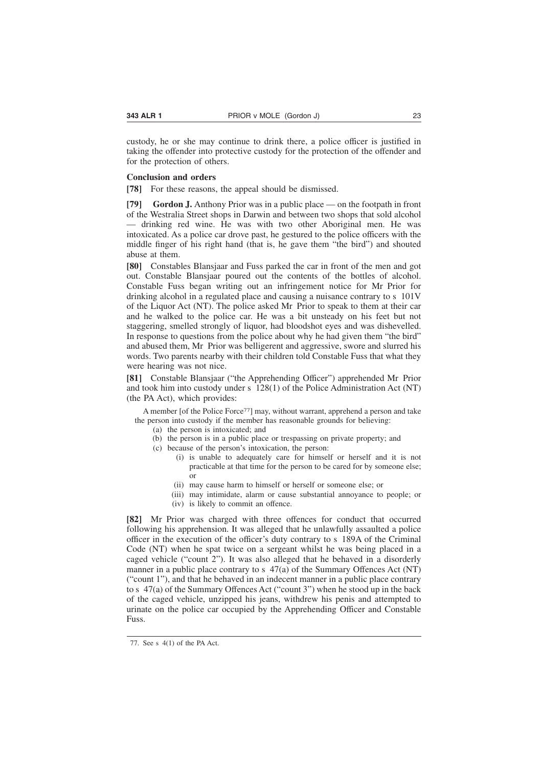custody, he or she may continue to drink there, a police officer is justified in taking the offender into protective custody for the protection of the offender and for the protection of others.

**Conclusion and orders**

**[78]** For these reasons, the appeal should be dismissed.

**[79]** **Gordon J.** Anthony Prior was in a public place — on the footpath in front of the Westralia Street shops in Darwin and between two shops that sold alcohol — drinking red wine. He was with two other Aboriginal men. He was intoxicated. As a police car drove past, he gestured to the police officers with the middle finger of his right hand (that is, he gave them "the bird") and shouted abuse at them.

**[80]** Constables Blansjaar and Fuss parked the car in front of the men and got out. Constable Blansjaar poured out the contents of the bottles of alcohol. Constable Fuss began writing out an infringement notice for Mr Prior for drinking alcohol in a regulated place and causing a nuisance contrary to s 101V of the Liquor Act (NT). The police asked Mr Prior to speak to them at their car and he walked to the police car. He was a bit unsteady on his feet but not staggering, smelled strongly of liquor, had bloodshot eyes and was dishevelled. In response to questions from the police about why he had given them "the bird" and abused them, Mr Prior was belligerent and aggressive, swore and slurred his words. Two parents nearby with their children told Constable Fuss that what they were hearing was not nice.

**[81]** Constable Blansjaar ("the Apprehending Officer") apprehended Mr Prior and took him into custody under s 128(1) of the Police Administration Act (NT) (the PA Act), which provides:

> A member [of the Police Force[77]] may, without warrant, apprehend a person and take the person into custody if the member has reasonable grounds for believing:
>
> (a) the person is intoxicated; and
>
> (b) the person is in a public place or trespassing on private property; and
>
> (c) because of the person's intoxication, the person:
>
> (i) is unable to adequately care for himself or herself and it is not practicable at that time for the person to be cared for by someone else; or
>
> (ii) may cause harm to himself or herself or someone else; or
>
> (iii) may intimidate, alarm or cause substantial annoyance to people; or
>
> (iv) is likely to commit an offence.

**[82]** Mr Prior was charged with three offences for conduct that occurred following his apprehension. It was alleged that he unlawfully assaulted a police officer in the execution of the officer's duty contrary to s 189A of the Criminal Code (NT) when he spat twice on a sergeant whilst he was being placed in a caged vehicle ("count 2"). It was also alleged that he behaved in a disorderly manner in a public place contrary to s 47(a) of the Summary Offences Act (NT) ("count 1"), and that he behaved in an indecent manner in a public place contrary to s 47(a) of the Summary Offences Act ("count 3") when he stood up in the back of the caged vehicle, unzipped his jeans, withdrew his penis and attempted to urinate on the police car occupied by the Apprehending Officer and Constable Fuss.

---

77. See s 4(1) of the PA Act.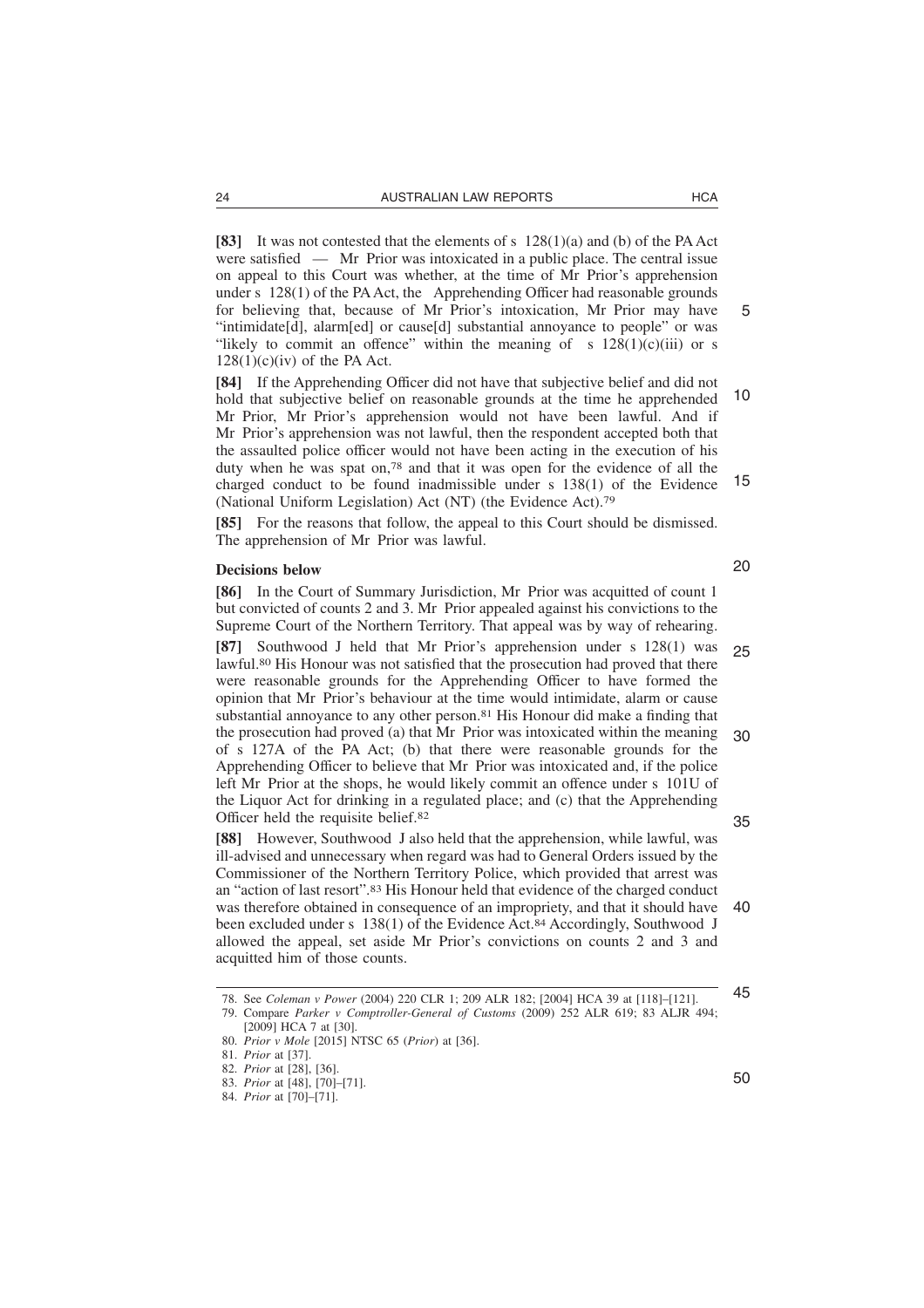**[83]** It was not contested that the elements of s 128(1)(a) and (b) of the PA Act were satisfied — Mr Prior was intoxicated in a public place. The central issue on appeal to this Court was whether, at the time of Mr Prior's apprehension under s 128(1) of the PA Act, the Apprehending Officer had reasonable grounds for believing that, because of Mr Prior's intoxication, Mr Prior may have "intimidate[d], alarm[ed] or cause[d] substantial annoyance to people" or was "likely to commit an offence" within the meaning of s 128(1)(c)(iii) or s 128(1)(c)(iv) of the PA Act.

**[84]** If the Apprehending Officer did not have that subjective belief and did not hold that subjective belief on reasonable grounds at the time he apprehended Mr Prior, Mr Prior's apprehension would not have been lawful. And if Mr Prior's apprehension was not lawful, then the respondent accepted both that the assaulted police officer would not have been acting in the execution of his duty when he was spat on,[78] and that it was open for the evidence of all the charged conduct to be found inadmissible under s 138(1) of the Evidence (National Uniform Legislation) Act (NT) (the Evidence Act).[79]

**[85]** For the reasons that follow, the appeal to this Court should be dismissed. The apprehension of Mr Prior was lawful.

### Decisions below

**[86]** In the Court of Summary Jurisdiction, Mr Prior was acquitted of count 1 but convicted of counts 2 and 3. Mr Prior appealed against his convictions to the Supreme Court of the Northern Territory. That appeal was by way of rehearing.

**[87]** Southwood J held that Mr Prior's apprehension under s 128(1) was lawful.[80] His Honour was not satisfied that the prosecution had proved that there were reasonable grounds for the Apprehending Officer to have formed the opinion that Mr Prior's behaviour at the time would intimidate, alarm or cause substantial annoyance to any other person.[81] His Honour did make a finding that the prosecution had proved (a) that Mr Prior was intoxicated within the meaning of s 127A of the PA Act; (b) that there were reasonable grounds for the Apprehending Officer to believe that Mr Prior was intoxicated and, if the police left Mr Prior at the shops, he would likely commit an offence under s 101U of the Liquor Act for drinking in a regulated place; and (c) that the Apprehending Officer held the requisite belief.[82]

**[88]** However, Southwood J also held that the apprehension, while lawful, was ill-advised and unnecessary when regard was had to General Orders issued by the Commissioner of the Northern Territory Police, which provided that arrest was an "action of last resort".[83] His Honour held that evidence of the charged conduct was therefore obtained in consequence of an impropriety, and that it should have been excluded under s 138(1) of the Evidence Act.[84] Accordingly, Southwood J allowed the appeal, set aside Mr Prior's convictions on counts 2 and 3 and acquitted him of those counts.

---

78. See *Coleman v Power* (2004) 220 CLR 1; 209 ALR 182; [2004] HCA 39 at [118]–[121].

79. Compare *Parker v Comptroller-General of Customs* (2009) 252 ALR 619; 83 ALJR 494; [2009] HCA 7 at [30].

80. *Prior v Mole* [2015] NTSC 65 (*Prior*) at [36].

81. *Prior* at [37].

82. *Prior* at [28], [36].

83. *Prior* at [48], [70]–[71].

84. *Prior* at [70]–[71].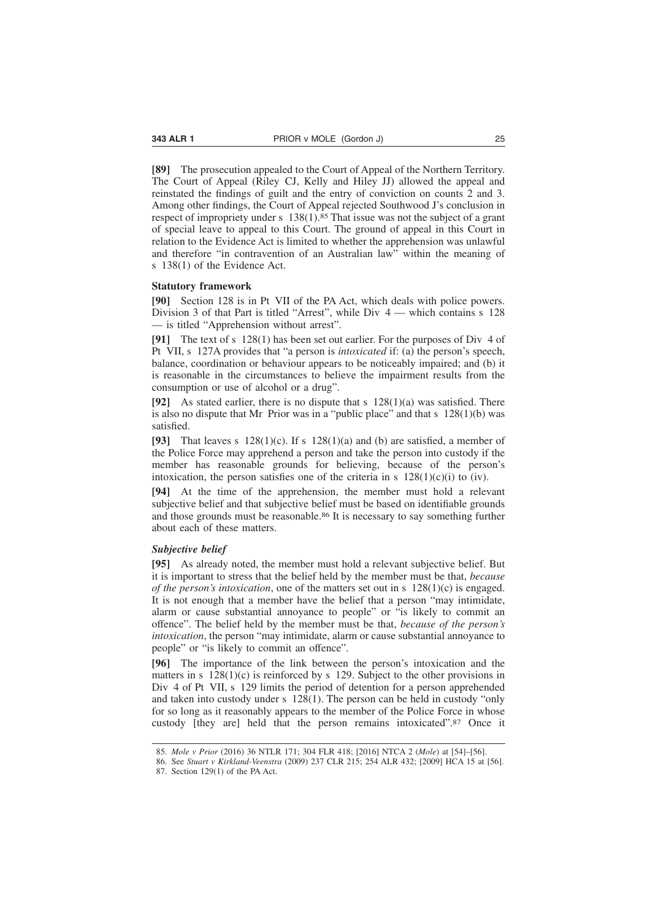**[89]** The prosecution appealed to the Court of Appeal of the Northern Territory. The Court of Appeal (Riley CJ, Kelly and Hiley JJ) allowed the appeal and reinstated the findings of guilt and the entry of conviction on counts 2 and 3. Among other findings, the Court of Appeal rejected Southwood J's conclusion in respect of impropriety under s 138(1).[85] That issue was not the subject of a grant of special leave to appeal to this Court. The ground of appeal in this Court in relation to the Evidence Act is limited to whether the apprehension was unlawful and therefore "in contravention of an Australian law" within the meaning of s 138(1) of the Evidence Act.

### Statutory framework

**[90]** Section 128 is in Pt VII of the PA Act, which deals with police powers. Division 3 of that Part is titled "Arrest", while Div 4 — which contains s 128 — is titled "Apprehension without arrest".

**[91]** The text of s 128(1) has been set out earlier. For the purposes of Div 4 of Pt VII, s 127A provides that "a person is *intoxicated* if: (a) the person's speech, balance, coordination or behaviour appears to be noticeably impaired; and (b) it is reasonable in the circumstances to believe the impairment results from the consumption or use of alcohol or a drug".

**[92]** As stated earlier, there is no dispute that s 128(1)(a) was satisfied. There is also no dispute that Mr Prior was in a "public place" and that s 128(1)(b) was satisfied.

**[93]** That leaves s 128(1)(c). If s 128(1)(a) and (b) are satisfied, a member of the Police Force may apprehend a person and take the person into custody if the member has reasonable grounds for believing, because of the person's intoxication, the person satisfies one of the criteria in s 128(1)(c)(i) to (iv).

**[94]** At the time of the apprehension, the member must hold a relevant subjective belief and that subjective belief must be based on identifiable grounds and those grounds must be reasonable.[86] It is necessary to say something further about each of these matters.

#### *Subjective belief*

**[95]** As already noted, the member must hold a relevant subjective belief. But it is important to stress that the belief held by the member must be that, *because of the person's intoxication*, one of the matters set out in s 128(1)(c) is engaged. It is not enough that a member have the belief that a person "may intimidate, alarm or cause substantial annoyance to people" or "is likely to commit an offence". The belief held by the member must be that, *because of the person's intoxication*, the person "may intimidate, alarm or cause substantial annoyance to people" or "is likely to commit an offence".

**[96]** The importance of the link between the person's intoxication and the matters in s 128(1)(c) is reinforced by s 129. Subject to the other provisions in Div 4 of Pt VII, s 129 limits the period of detention for a person apprehended and taken into custody under s 128(1). The person can be held in custody "only for so long as it reasonably appears to the member of the Police Force in whose custody [they are] held that the person remains intoxicated".[87] Once it

---

85. *Mole v Prior* (2016) 36 NTLR 171; 304 FLR 418; [2016] NTCA 2 (*Mole*) at [54]–[56].

86. See *Stuart v Kirkland-Veenstra* (2009) 237 CLR 215; 254 ALR 432; [2009] HCA 15 at [56].

87. Section 129(1) of the PA Act.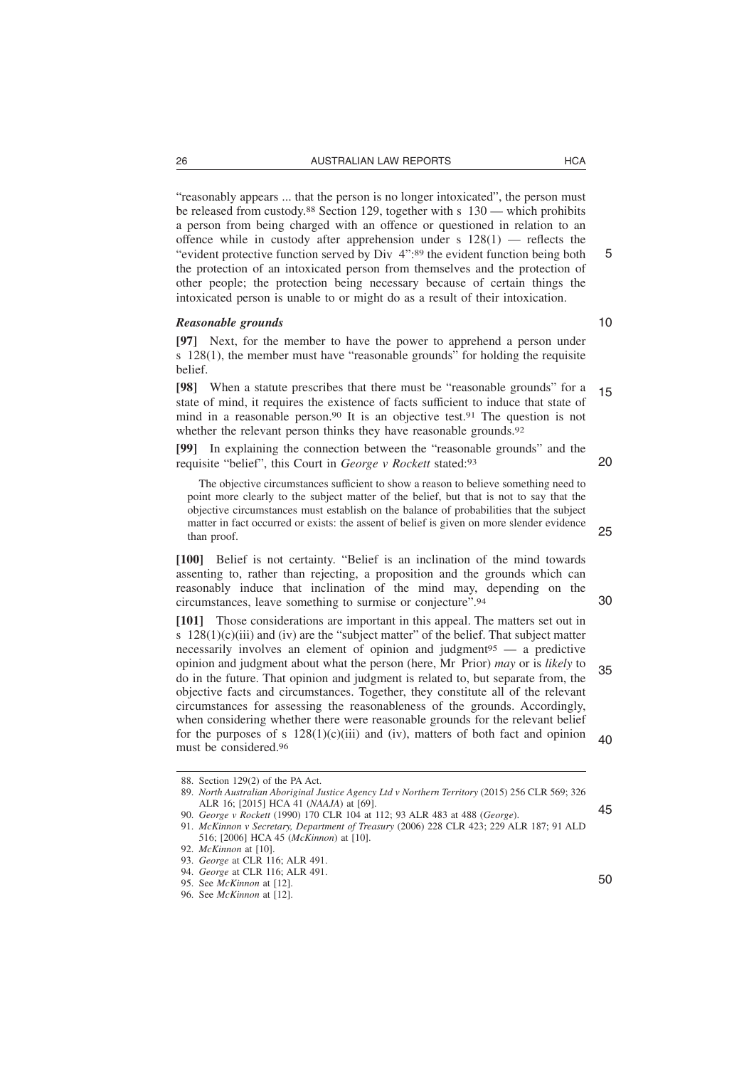"reasonably appears ... that the person is no longer intoxicated", the person must be released from custody.[88] Section 129, together with s 130 — which prohibits a person from being charged with an offence or questioned in relation to an offence while in custody after apprehension under s 128(1) — reflects the "evident protective function served by Div 4":[89] the evident function being both the protection of an intoxicated person from themselves and the protection of other people; the protection being necessary because of certain things the intoxicated person is unable to or might do as a result of their intoxication.

### *Reasonable grounds*

**[97]** Next, for the member to have the power to apprehend a person under s 128(1), the member must have "reasonable grounds" for holding the requisite belief.

**[98]** When a statute prescribes that there must be "reasonable grounds" for a state of mind, it requires the existence of facts sufficient to induce that state of mind in a reasonable person.[90] It is an objective test.[91] The question is not whether the relevant person thinks they have reasonable grounds.[92]

**[99]** In explaining the connection between the "reasonable grounds" and the requisite "belief", this Court in *George v Rockett* stated:[93]

> The objective circumstances sufficient to show a reason to believe something need to point more clearly to the subject matter of the belief, but that is not to say that the objective circumstances must establish on the balance of probabilities that the subject matter in fact occurred or exists: the assent of belief is given on more slender evidence than proof.

**[100]** Belief is not certainty. "Belief is an inclination of the mind towards assenting to, rather than rejecting, a proposition and the grounds which can reasonably induce that inclination of the mind may, depending on the circumstances, leave something to surmise or conjecture".[94]

**[101]** Those considerations are important in this appeal. The matters set out in s 128(1)(c)(iii) and (iv) are the "subject matter" of the belief. That subject matter necessarily involves an element of opinion and judgment[95] — a predictive opinion and judgment about what the person (here, Mr Prior) *may* or is *likely* to do in the future. That opinion and judgment is related to, but separate from, the objective facts and circumstances. Together, they constitute all of the relevant circumstances for assessing the reasonableness of the grounds. Accordingly, when considering whether there were reasonable grounds for the relevant belief for the purposes of s 128(1)(c)(iii) and (iv), matters of both fact and opinion must be considered.[96]

---

88. Section 129(2) of the PA Act.
89. *North Australian Aboriginal Justice Agency Ltd v Northern Territory* (2015) 256 CLR 569; 326 ALR 16; [2015] HCA 41 (*NAAJA*) at [69].
90. *George v Rockett* (1990) 170 CLR 104 at 112; 93 ALR 483 at 488 (*George*).
91. *McKinnon v Secretary, Department of Treasury* (2006) 228 CLR 423; 229 ALR 187; 91 ALD 516; [2006] HCA 45 (*McKinnon*) at [10].
92. *McKinnon* at [10].
93. *George* at CLR 116; ALR 491.
94. *George* at CLR 116; ALR 491.
95. See *McKinnon* at [12].
96. See *McKinnon* at [12].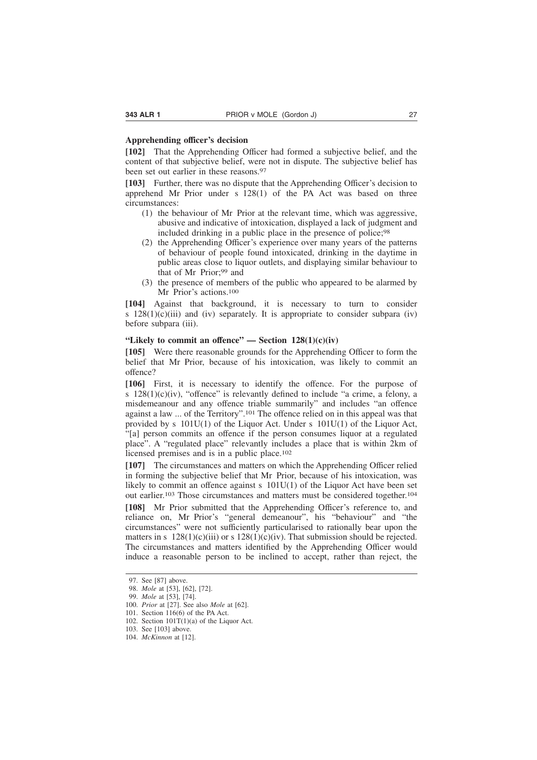### Apprehending officer's decision

**[102]** That the Apprehending Officer had formed a subjective belief, and the content of that subjective belief, were not in dispute. The subjective belief has been set out earlier in these reasons.[97]

**[103]** Further, there was no dispute that the Apprehending Officer's decision to apprehend Mr Prior under s 128(1) of the PA Act was based on three circumstances:

(1) the behaviour of Mr Prior at the relevant time, which was aggressive, abusive and indicative of intoxication, displayed a lack of judgment and included drinking in a public place in the presence of police;[98]

(2) the Apprehending Officer's experience over many years of the patterns of behaviour of people found intoxicated, drinking in the daytime in public areas close to liquor outlets, and displaying similar behaviour to that of Mr Prior;[99] and

(3) the presence of members of the public who appeared to be alarmed by Mr Prior's actions.[100]

**[104]** Against that background, it is necessary to turn to consider s 128(1)(c)(iii) and (iv) separately. It is appropriate to consider subpara (iv) before subpara (iii).

### "Likely to commit an offence" — Section 128(1)(c)(iv)

**[105]** Were there reasonable grounds for the Apprehending Officer to form the belief that Mr Prior, because of his intoxication, was likely to commit an offence?

**[106]** First, it is necessary to identify the offence. For the purpose of s 128(1)(c)(iv), "offence" is relevantly defined to include "a crime, a felony, a misdemeanour and any offence triable summarily" and includes "an offence against a law ... of the Territory".[101] The offence relied on in this appeal was that provided by s 101U(1) of the Liquor Act. Under s 101U(1) of the Liquor Act, "[a] person commits an offence if the person consumes liquor at a regulated place". A "regulated place" relevantly includes a place that is within 2km of licensed premises and is in a public place.[102]

**[107]** The circumstances and matters on which the Apprehending Officer relied in forming the subjective belief that Mr Prior, because of his intoxication, was likely to commit an offence against s 101U(1) of the Liquor Act have been set out earlier.[103] Those circumstances and matters must be considered together.[104]

**[108]** Mr Prior submitted that the Apprehending Officer's reference to, and reliance on, Mr Prior's "general demeanour", his "behaviour" and "the circumstances" were not sufficiently particularised to rationally bear upon the matters in s 128(1)(c)(iii) or s 128(1)(c)(iv). That submission should be rejected. The circumstances and matters identified by the Apprehending Officer would induce a reasonable person to be inclined to accept, rather than reject, the

---

97. See [87] above.
98. *Mole* at [53], [62], [72].
99. *Mole* at [53], [74].
100. *Prior* at [27]. See also *Mole* at [62].
101. Section 116(6) of the PA Act.
102. Section 101T(1)(a) of the Liquor Act.
103. See [103] above.
104. *McKinnon* at [12].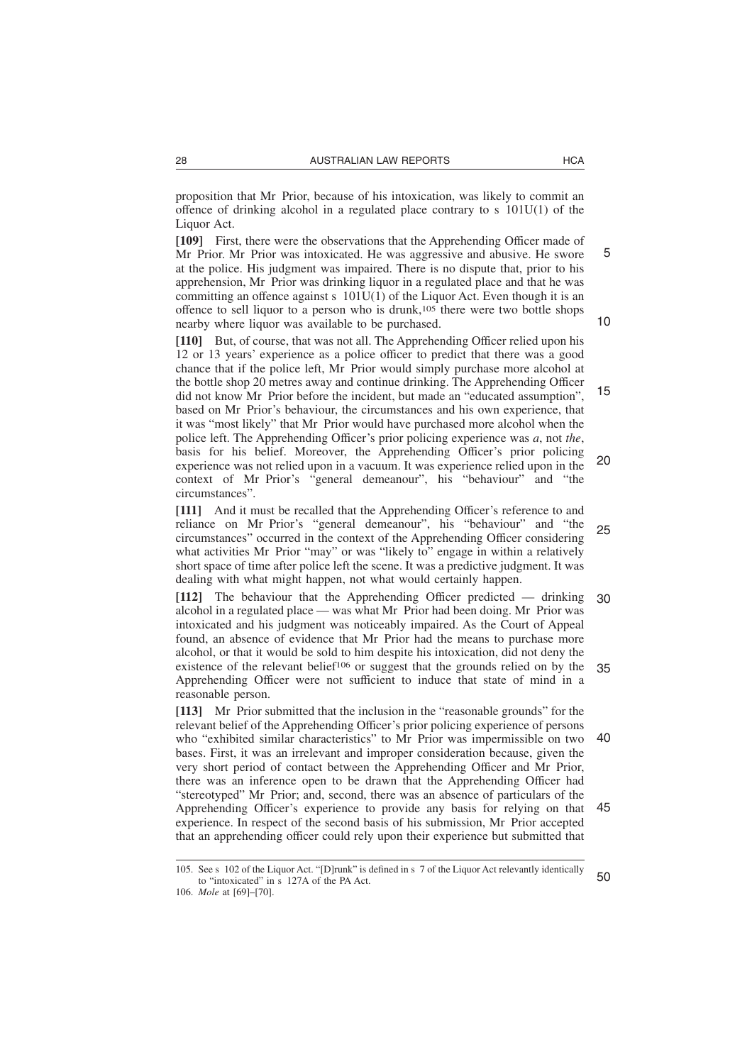proposition that Mr Prior, because of his intoxication, was likely to commit an offence of drinking alcohol in a regulated place contrary to s 101U(1) of the Liquor Act.

**[109]** First, there were the observations that the Apprehending Officer made of Mr Prior. Mr Prior was intoxicated. He was aggressive and abusive. He swore at the police. His judgment was impaired. There is no dispute that, prior to his apprehension, Mr Prior was drinking liquor in a regulated place and that he was committing an offence against s 101U(1) of the Liquor Act. Even though it is an offence to sell liquor to a person who is drunk,[105] there were two bottle shops nearby where liquor was available to be purchased.

**[110]** But, of course, that was not all. The Apprehending Officer relied upon his 12 or 13 years' experience as a police officer to predict that there was a good chance that if the police left, Mr Prior would simply purchase more alcohol at the bottle shop 20 metres away and continue drinking. The Apprehending Officer did not know Mr Prior before the incident, but made an "educated assumption", based on Mr Prior's behaviour, the circumstances and his own experience, that it was "most likely" that Mr Prior would have purchased more alcohol when the police left. The Apprehending Officer's prior policing experience was *a*, not *the*, basis for his belief. Moreover, the Apprehending Officer's prior policing experience was not relied upon in a vacuum. It was experience relied upon in the context of Mr Prior's "general demeanour", his "behaviour" and "the circumstances".

**[111]** And it must be recalled that the Apprehending Officer's reference to and reliance on Mr Prior's "general demeanour", his "behaviour" and "the circumstances" occurred in the context of the Apprehending Officer considering what activities Mr Prior "may" or was "likely to" engage in within a relatively short space of time after police left the scene. It was a predictive judgment. It was dealing with what might happen, not what would certainly happen.

**[112]** The behaviour that the Apprehending Officer predicted — drinking alcohol in a regulated place — was what Mr Prior had been doing. Mr Prior was intoxicated and his judgment was noticeably impaired. As the Court of Appeal found, an absence of evidence that Mr Prior had the means to purchase more alcohol, or that it would be sold to him despite his intoxication, did not deny the existence of the relevant belief[106] or suggest that the grounds relied on by the Apprehending Officer were not sufficient to induce that state of mind in a reasonable person.

**[113]** Mr Prior submitted that the inclusion in the "reasonable grounds" for the relevant belief of the Apprehending Officer's prior policing experience of persons who "exhibited similar characteristics" to Mr Prior was impermissible on two bases. First, it was an irrelevant and improper consideration because, given the very short period of contact between the Apprehending Officer and Mr Prior, there was an inference open to be drawn that the Apprehending Officer had "stereotyped" Mr Prior; and, second, there was an absence of particulars of the Apprehending Officer's experience to provide any basis for relying on that experience. In respect of the second basis of his submission, Mr Prior accepted that an apprehending officer could rely upon their experience but submitted that

---

105. See s 102 of the Liquor Act. "[D]runk" is defined in s 7 of the Liquor Act relevantly identically to "intoxicated" in s 127A of the PA Act.

106. *Mole* at [69]–[70].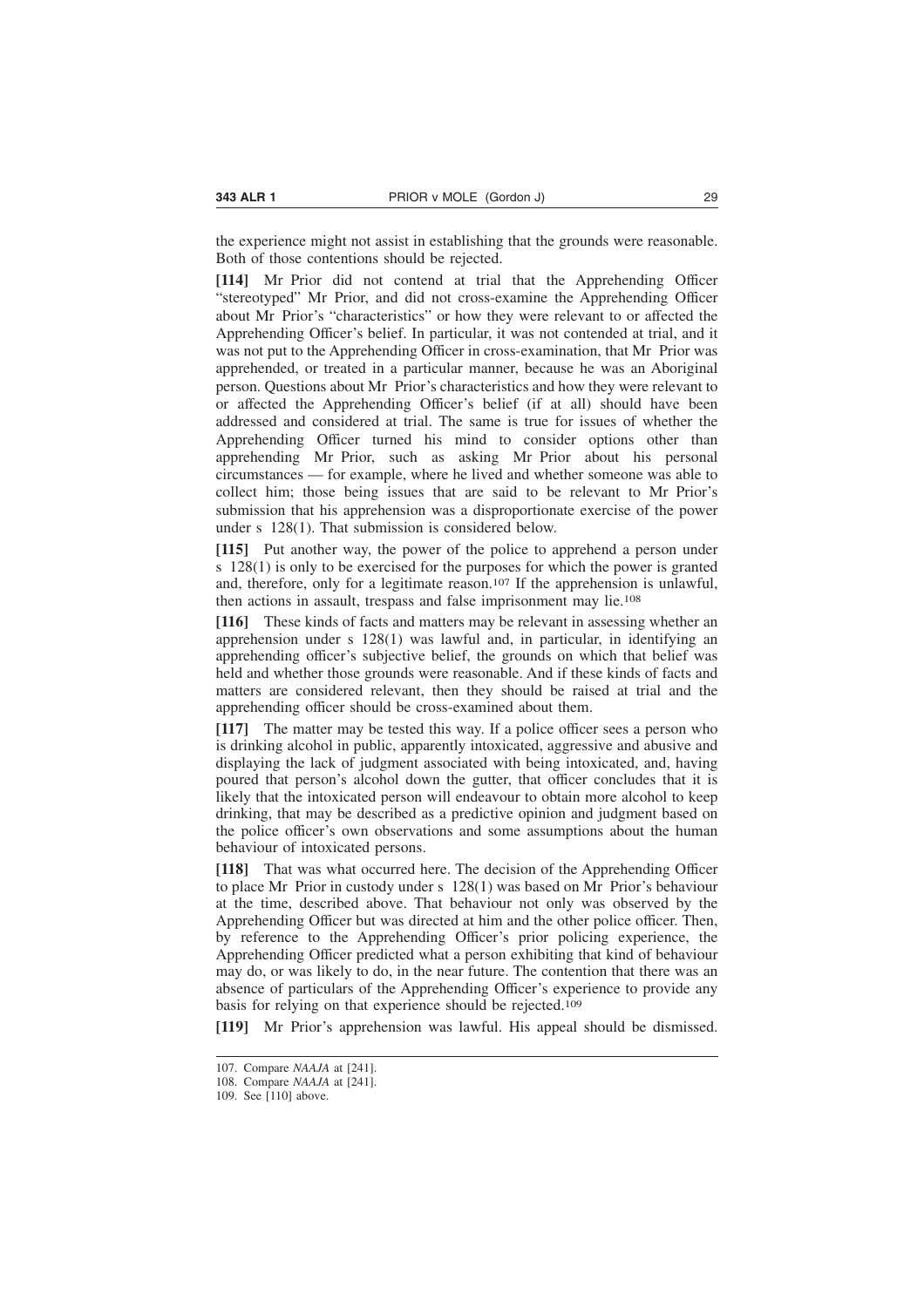the experience might not assist in establishing that the grounds were reasonable. Both of those contentions should be rejected.

**[114]** Mr Prior did not contend at trial that the Apprehending Officer "stereotyped" Mr Prior, and did not cross-examine the Apprehending Officer about Mr Prior's "characteristics" or how they were relevant to or affected the Apprehending Officer's belief. In particular, it was not contended at trial, and it was not put to the Apprehending Officer in cross-examination, that Mr Prior was apprehended, or treated in a particular manner, because he was an Aboriginal person. Questions about Mr Prior's characteristics and how they were relevant to or affected the Apprehending Officer's belief (if at all) should have been addressed and considered at trial. The same is true for issues of whether the Apprehending Officer turned his mind to consider options other than apprehending Mr Prior, such as asking Mr Prior about his personal circumstances — for example, where he lived and whether someone was able to collect him; those being issues that are said to be relevant to Mr Prior's submission that his apprehension was a disproportionate exercise of the power under s 128(1). That submission is considered below.

**[115]** Put another way, the power of the police to apprehend a person under s 128(1) is only to be exercised for the purposes for which the power is granted and, therefore, only for a legitimate reason.[107] If the apprehension is unlawful, then actions in assault, trespass and false imprisonment may lie.[108]

**[116]** These kinds of facts and matters may be relevant in assessing whether an apprehension under s 128(1) was lawful and, in particular, in identifying an apprehending officer's subjective belief, the grounds on which that belief was held and whether those grounds were reasonable. And if these kinds of facts and matters are considered relevant, then they should be raised at trial and the apprehending officer should be cross-examined about them.

**[117]** The matter may be tested this way. If a police officer sees a person who is drinking alcohol in public, apparently intoxicated, aggressive and abusive and displaying the lack of judgment associated with being intoxicated, and, having poured that person's alcohol down the gutter, that officer concludes that it is likely that the intoxicated person will endeavour to obtain more alcohol to keep drinking, that may be described as a predictive opinion and judgment based on the police officer's own observations and some assumptions about the human behaviour of intoxicated persons.

**[118]** That was what occurred here. The decision of the Apprehending Officer to place Mr Prior in custody under s 128(1) was based on Mr Prior's behaviour at the time, described above. That behaviour not only was observed by the Apprehending Officer but was directed at him and the other police officer. Then, by reference to the Apprehending Officer's prior policing experience, the Apprehending Officer predicted what a person exhibiting that kind of behaviour may do, or was likely to do, in the near future. The contention that there was an absence of particulars of the Apprehending Officer's experience to provide any basis for relying on that experience should be rejected.[109]

**[119]** Mr Prior's apprehension was lawful. His appeal should be dismissed.

---

107. Compare *NAAJA* at [241].

108. Compare *NAAJA* at [241].

109. See [110] above.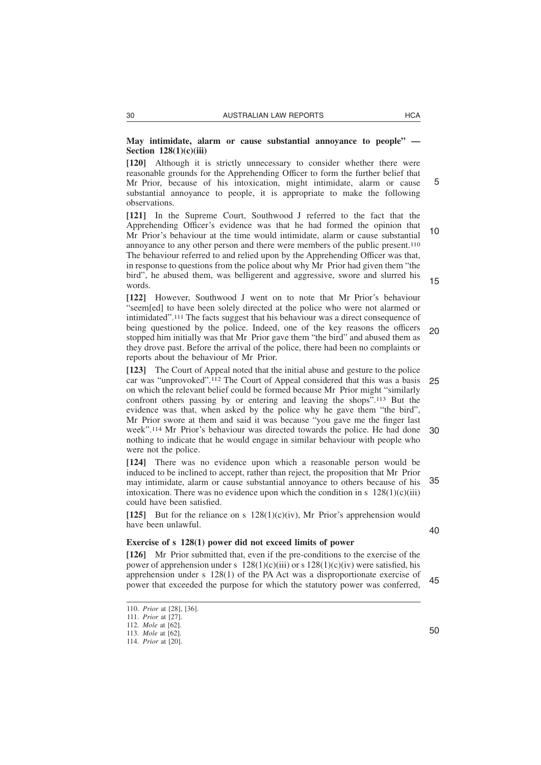**May intimidate, alarm or cause substantial annoyance to people" — Section 128(1)(c)(iii)**

**[120]** Although it is strictly unnecessary to consider whether there were reasonable grounds for the Apprehending Officer to form the further belief that Mr Prior, because of his intoxication, might intimidate, alarm or cause substantial annoyance to people, it is appropriate to make the following observations.

**[121]** In the Supreme Court, Southwood J referred to the fact that the Apprehending Officer's evidence was that he had formed the opinion that Mr Prior's behaviour at the time would intimidate, alarm or cause substantial annoyance to any other person and there were members of the public present.[110] The behaviour referred to and relied upon by the Apprehending Officer was that, in response to questions from the police about why Mr Prior had given them "the bird", he abused them, was belligerent and aggressive, swore and slurred his words.

**[122]** However, Southwood J went on to note that Mr Prior's behaviour "seem[ed] to have been solely directed at the police who were not alarmed or intimidated".[111] The facts suggest that his behaviour was a direct consequence of being questioned by the police. Indeed, one of the key reasons the officers stopped him initially was that Mr Prior gave them "the bird" and abused them as they drove past. Before the arrival of the police, there had been no complaints or reports about the behaviour of Mr Prior.

**[123]** The Court of Appeal noted that the initial abuse and gesture to the police car was "unprovoked".[112] The Court of Appeal considered that this was a basis on which the relevant belief could be formed because Mr Prior might "similarly confront others passing by or entering and leaving the shops".[113] But the evidence was that, when asked by the police why he gave them "the bird", Mr Prior swore at them and said it was because "you gave me the finger last week".[114] Mr Prior's behaviour was directed towards the police. He had done nothing to indicate that he would engage in similar behaviour with people who were not the police.

**[124]** There was no evidence upon which a reasonable person would be induced to be inclined to accept, rather than reject, the proposition that Mr Prior may intimidate, alarm or cause substantial annoyance to others because of his intoxication. There was no evidence upon which the condition in s 128(1)(c)(iii) could have been satisfied.

**[125]** But for the reliance on s 128(1)(c)(iv), Mr Prior's apprehension would have been unlawful.

**Exercise of s 128(1) power did not exceed limits of power**

**[126]** Mr Prior submitted that, even if the pre-conditions to the exercise of the power of apprehension under s 128(1)(c)(iii) or s 128(1)(c)(iv) were satisfied, his apprehension under s 128(1) of the PA Act was a disproportionate exercise of power that exceeded the purpose for which the statutory power was conferred,

110. *Prior* at [28], [36].
111. *Prior* at [27].
112. *Mole* at [62].
113. *Mole* at [62].
114. *Prior* at [20].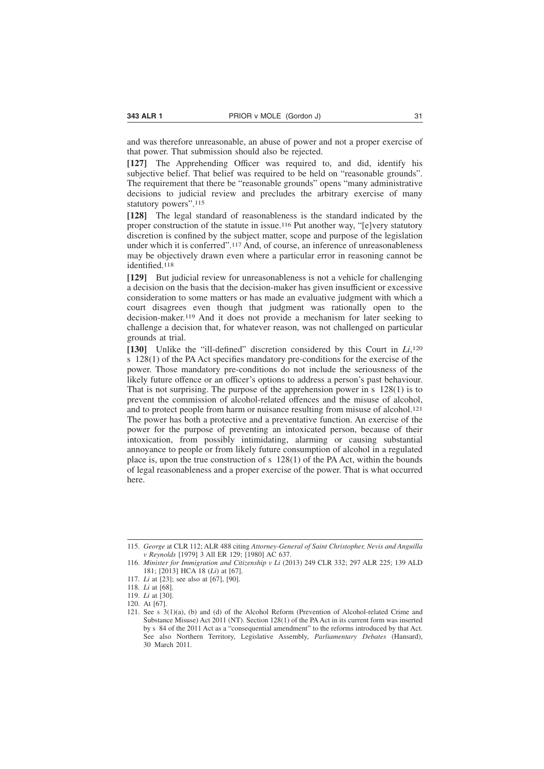and was therefore unreasonable, an abuse of power and not a proper exercise of that power. That submission should also be rejected.

**[127]** The Apprehending Officer was required to, and did, identify his subjective belief. That belief was required to be held on "reasonable grounds". The requirement that there be "reasonable grounds" opens "many administrative decisions to judicial review and precludes the arbitrary exercise of many statutory powers".[115]

**[128]** The legal standard of reasonableness is the standard indicated by the proper construction of the statute in issue.[116] Put another way, "[e]very statutory discretion is confined by the subject matter, scope and purpose of the legislation under which it is conferred".[117] And, of course, an inference of unreasonableness may be objectively drawn even where a particular error in reasoning cannot be identified.[118]

**[129]** But judicial review for unreasonableness is not a vehicle for challenging a decision on the basis that the decision-maker has given insufficient or excessive consideration to some matters or has made an evaluative judgment with which a court disagrees even though that judgment was rationally open to the decision-maker.[119] And it does not provide a mechanism for later seeking to challenge a decision that, for whatever reason, was not challenged on particular grounds at trial.

**[130]** Unlike the "ill-defined" discretion considered by this Court in *Li*,[120] s 128(1) of the PA Act specifies mandatory pre-conditions for the exercise of the power. Those mandatory pre-conditions do not include the seriousness of the likely future offence or an officer's options to address a person's past behaviour. That is not surprising. The purpose of the apprehension power in s 128(1) is to prevent the commission of alcohol-related offences and the misuse of alcohol, and to protect people from harm or nuisance resulting from misuse of alcohol.[121] The power has both a protective and a preventative function. An exercise of the power for the purpose of preventing an intoxicated person, because of their intoxication, from possibly intimidating, alarming or causing substantial annoyance to people or from likely future consumption of alcohol in a regulated place is, upon the true construction of s 128(1) of the PA Act, within the bounds of legal reasonableness and a proper exercise of the power. That is what occurred here.

---

115. *George* at CLR 112; ALR 488 citing *Attorney-General of Saint Christopher, Nevis and Anguilla v Reynolds* [1979] 3 All ER 129; [1980] AC 637.

116. *Minister for Immigration and Citizenship v Li* (2013) 249 CLR 332; 297 ALR 225; 139 ALD 181; [2013] HCA 18 (*Li*) at [67].

117. *Li* at [23]; see also at [67], [90].

118. *Li* at [68].

119. *Li* at [30].

120. At [67].

121. See s 3(1)(a), (b) and (d) of the Alcohol Reform (Prevention of Alcohol-related Crime and Substance Misuse) Act 2011 (NT). Section 128(1) of the PA Act in its current form was inserted by s 84 of the 2011 Act as a "consequential amendment" to the reforms introduced by that Act. See also Northern Territory, Legislative Assembly, *Parliamentary Debates* (Hansard), 30 March 2011.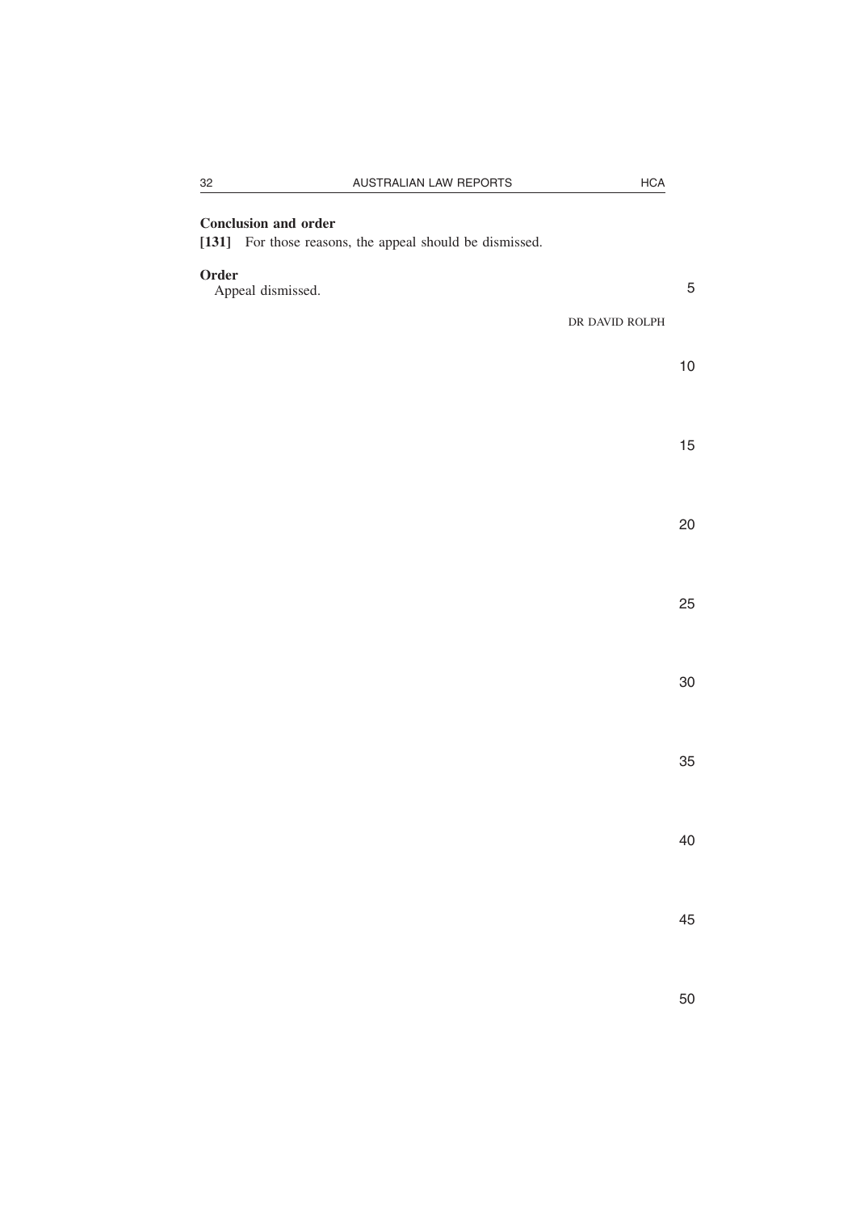**Conclusion and order**

**[131]** For those reasons, the appeal should be dismissed.

**Order**

Appeal dismissed.

DR DAVID ROLPH